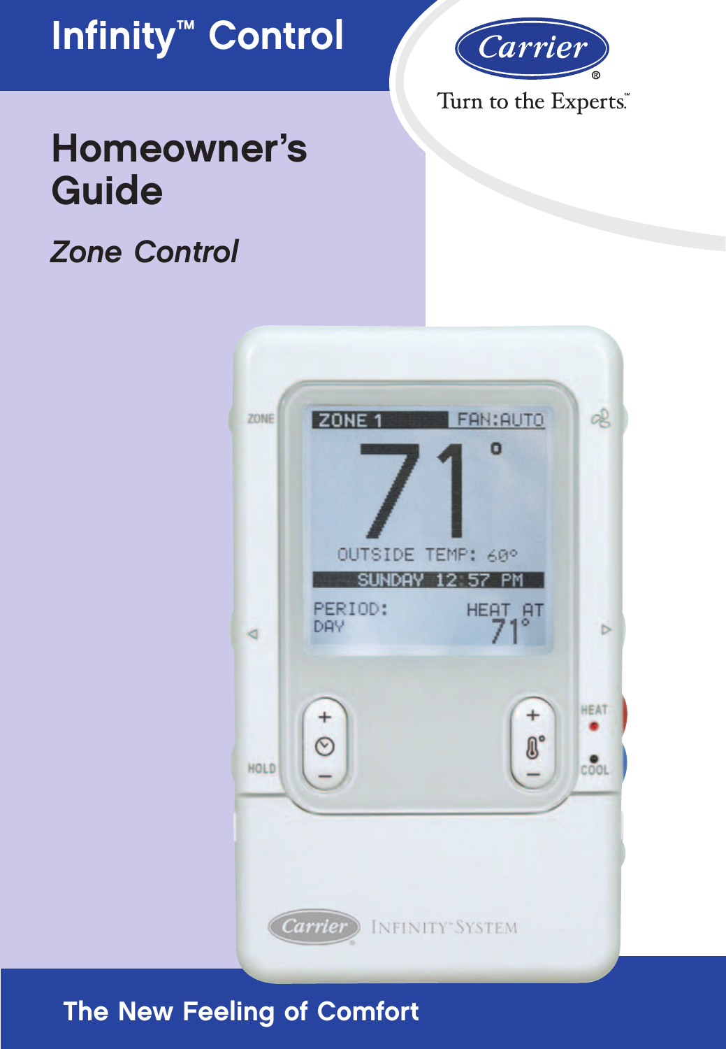# Infinity™ Control

Carrier®

Turn to the Experts.™

# Homeowner's Guide

## *Zone Control*

**The New Feeling of Comfort**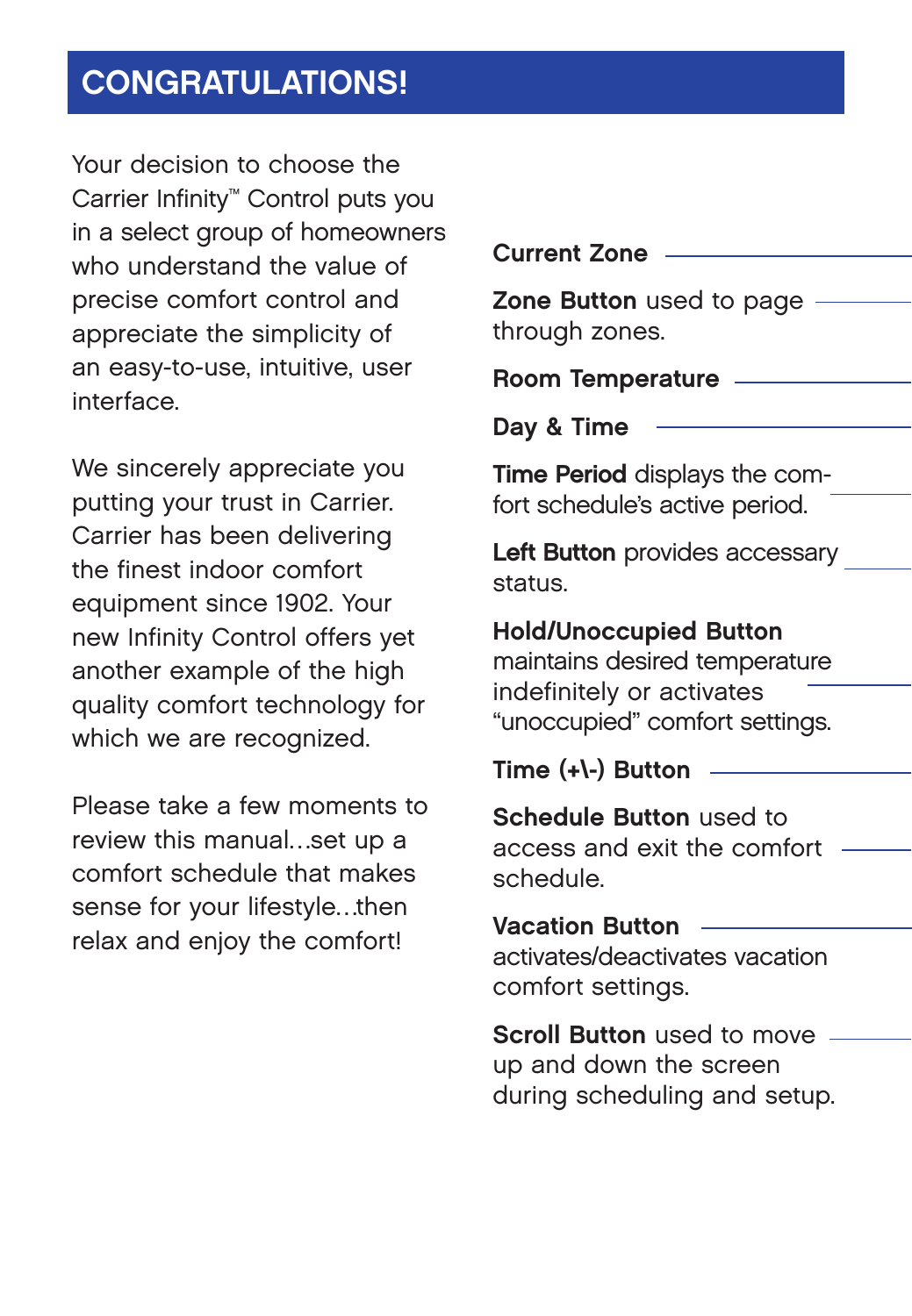# CONGRATULATIONS!

Your decision to choose the Carrier Infinity™ Control puts you in a select group of homeowners who understand the value of precise comfort control and appreciate the simplicity of an easy-to-use, intuitive, user interface.

We sincerely appreciate you putting your trust in Carrier. Carrier has been delivering the finest indoor comfort equipment since 1902. Your new Infinity Control offers yet another example of the high quality comfort technology for which we are recognized.

Please take a few moments to review this manual...set up a comfort schedule that makes sense for your lifestyle...then relax and enjoy the comfort!

**Current Zone**

**Zone Button** used to page through zones.

**Room Temperature**

**Day & Time**

**Time Period** displays the comfort schedule's active period.

**Left Button** provides accessary status.

**Hold/Unoccupied Button** maintains desired temperature indefinitely or activates "unoccupied" comfort settings.

**Time (+\-) Button**

**Schedule Button** used to access and exit the comfort schedule.

**Vacation Button** activates/deactivates vacation comfort settings.

**Scroll Button** used to move up and down the screen during scheduling and setup.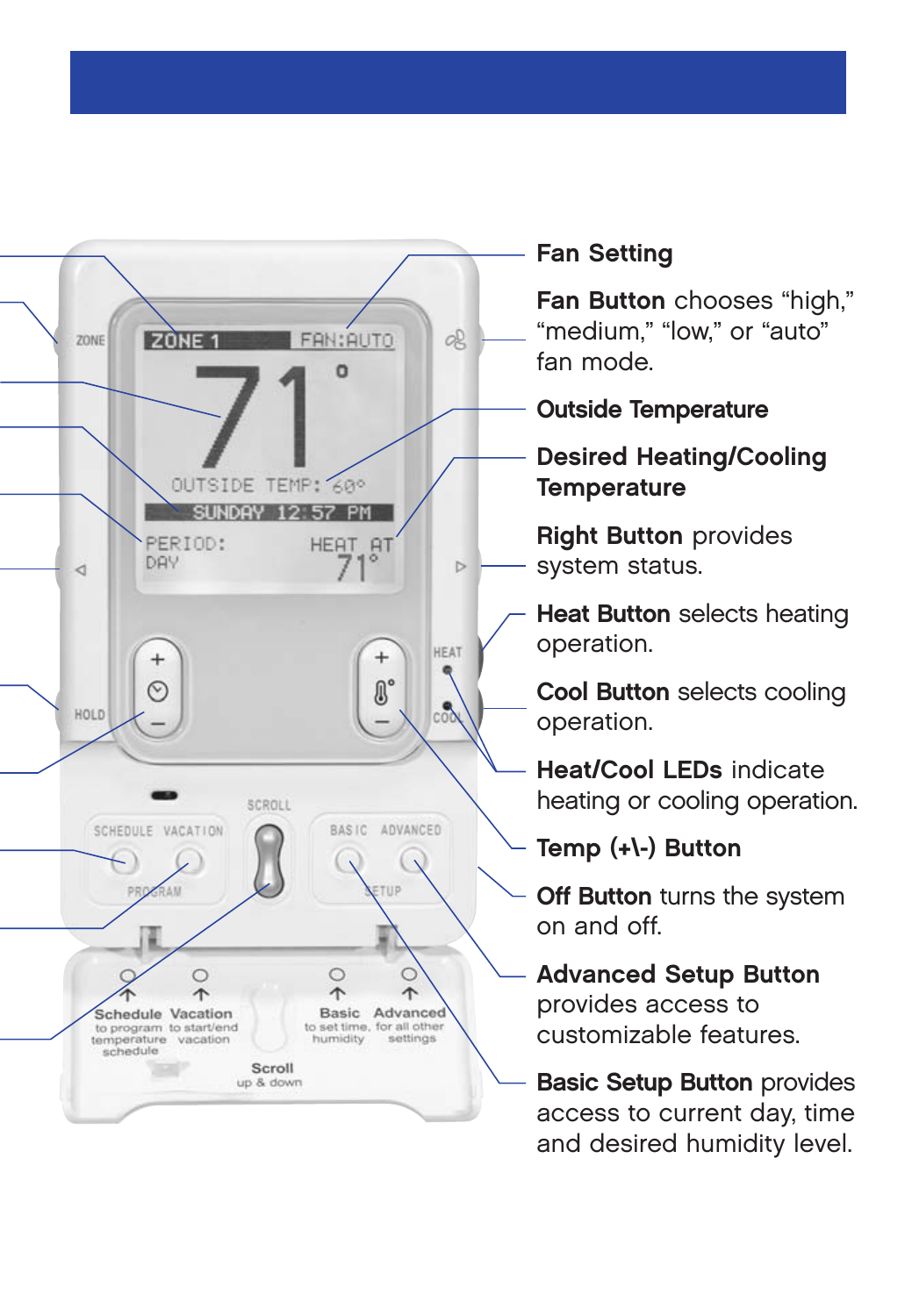**Fan Setting**

**Fan Button** chooses “high,” “medium,” “low,” or “auto” fan mode.

**Outside Temperature**

**Desired Heating/Cooling Temperature**

**Right Button** provides system status.

**Heat Button** selects heating operation.

**Cool Button** selects cooling operation.

**Heat/Cool LEDs** indicate heating or cooling operation.

**Temp (+\-) Button**

**Off Button** turns the system on and off.

**Advanced Setup Button** provides access to customizable features.

**Basic Setup Button** provides access to current day, time and desired humidity level.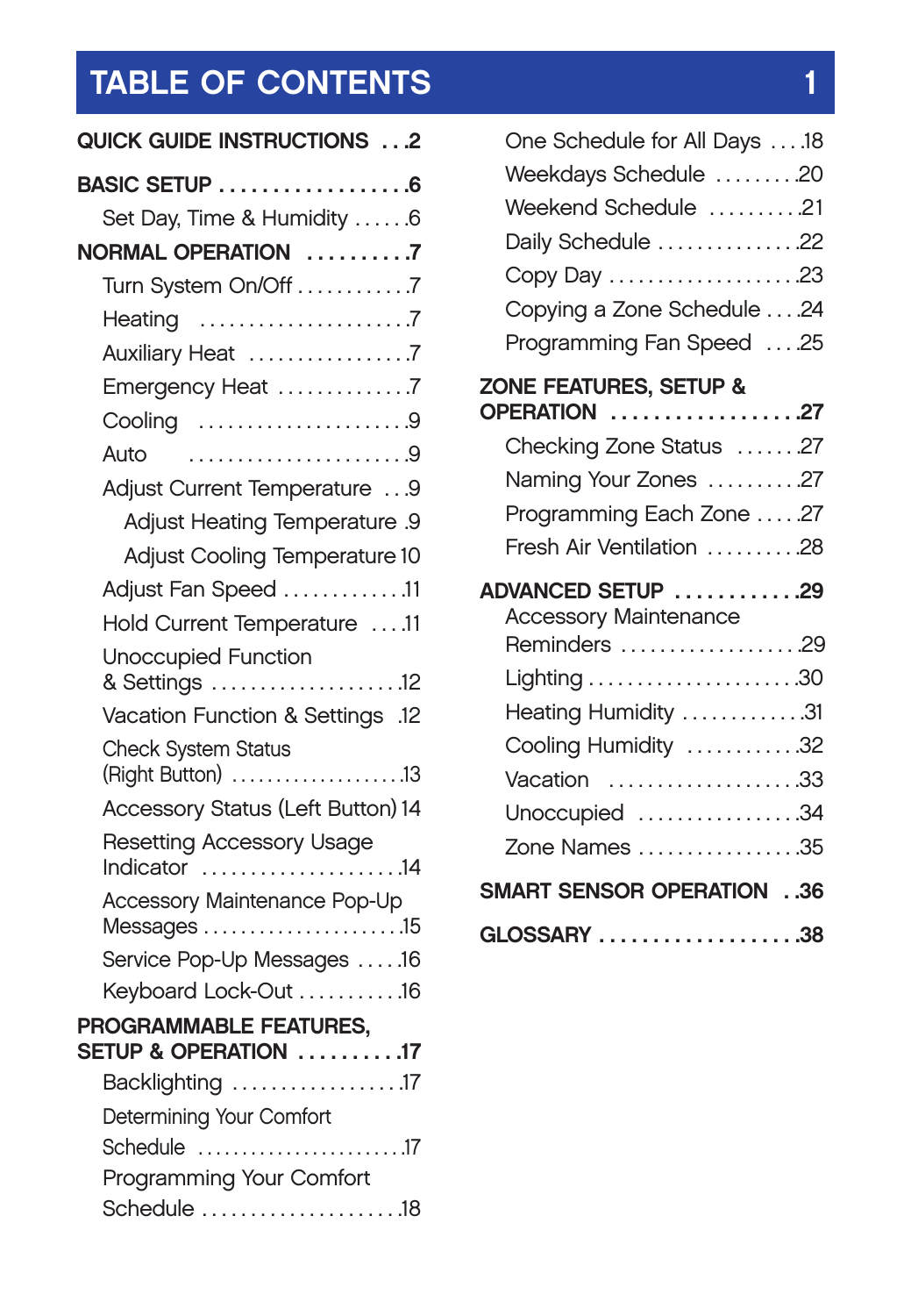# TABLE OF CONTENTS

**QUICK GUIDE INSTRUCTIONS . . .2**

**BASIC SETUP . . . . . . . . . . . . . . . . . .6**

- Set Day, Time & Humidity . . . . . .6

**NORMAL OPERATION . . . . . . . . . .7**

- Turn System On/Off . . . . . . . . . . . .7
- Heating . . . . . . . . . . . . . . . . . . . . . .7
- Auxiliary Heat . . . . . . . . . . . . . . . . .7
- Emergency Heat . . . . . . . . . . . . . .7
- Cooling . . . . . . . . . . . . . . . . . . . . . .9
- Auto . . . . . . . . . . . . . . . . . . . . . . . .9
- Adjust Current Temperature . . .9
  - Adjust Heating Temperature .9
  - Adjust Cooling Temperature 10
- Adjust Fan Speed . . . . . . . . . . . . .11
- Hold Current Temperature . . . .11
- Unoccupied Function & Settings . . . . . . . . . . . . . . . . . . . .12
- Vacation Function & Settings .12
- Check System Status (Right Button) . . . . . . . . . . . . . . . . . . .13
- Accessory Status (Left Button) 14
- Resetting Accessory Usage Indicator . . . . . . . . . . . . . . . . . . . . .14
- Accessory Maintenance Pop-Up Messages . . . . . . . . . . . . . . . . . . . . .15
- Service Pop-Up Messages . . . . .16
- Keyboard Lock-Out . . . . . . . . . . .16

**PROGRAMMABLE FEATURES, SETUP & OPERATION . . . . . . . . . .17**

- Backlighting . . . . . . . . . . . . . . . . . .17
- Determining Your Comfort Schedule . . . . . . . . . . . . . . . . . . . . . . .17
- Programming Your Comfort Schedule . . . . . . . . . . . . . . . . . . . . .18
- One Schedule for All Days . . . .18
- Weekdays Schedule . . . . . . . . .20
- Weekend Schedule . . . . . . . . . .21
- Daily Schedule . . . . . . . . . . . . . . .22
- Copy Day . . . . . . . . . . . . . . . . . . . .23
- Copying a Zone Schedule . . . .24
- Programming Fan Speed . . . .25

**ZONE FEATURES, SETUP & OPERATION . . . . . . . . . . . . . . . . . .27**

- Checking Zone Status . . . . . . .27
- Naming Your Zones . . . . . . . . . .27
- Programming Each Zone . . . . .27
- Fresh Air Ventilation . . . . . . . . . .28

**ADVANCED SETUP . . . . . . . . . . . .29**

- Accessory Maintenance Reminders . . . . . . . . . . . . . . . . . . .29
- Lighting . . . . . . . . . . . . . . . . . . . . . .30
- Heating Humidity . . . . . . . . . . . . .31
- Cooling Humidity . . . . . . . . . . . .32
- Vacation . . . . . . . . . . . . . . . . . . . .33
- Unoccupied . . . . . . . . . . . . . . . . .34
- Zone Names . . . . . . . . . . . . . . . . .35

**SMART SENSOR OPERATION . .36**

**GLOSSARY . . . . . . . . . . . . . . . . . . .38**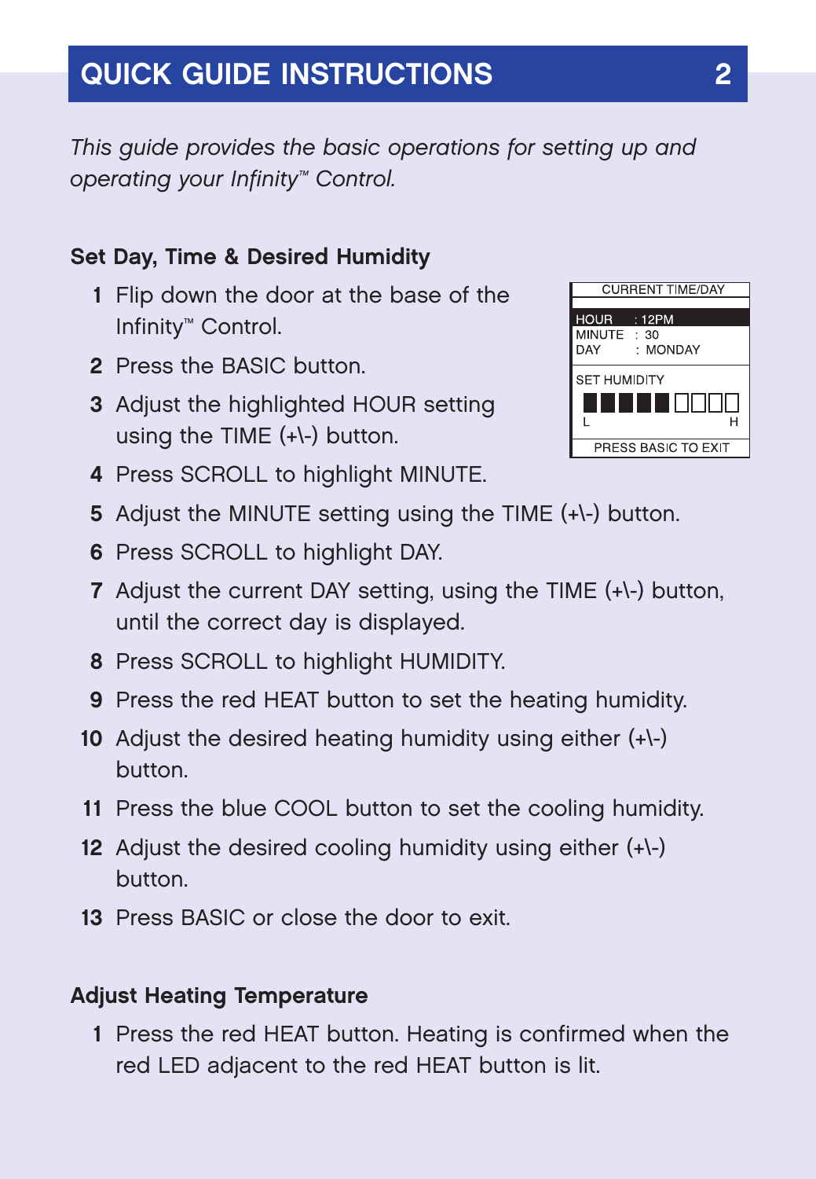# QUICK GUIDE INSTRUCTIONS

*This guide provides the basic operations for setting up and operating your Infinity™ Control.*

### Set Day, Time & Desired Humidity

CURRENT TIME/DAY

HOUR : 12PM
MINUTE : 30
DAY : MONDAY

SET HUMIDITY

L H

PRESS BASIC TO EXIT

1. Flip down the door at the base of the Infinity™ Control.
2. Press the BASIC button.
3. Adjust the highlighted HOUR setting using the TIME (+\-) button.
4. Press SCROLL to highlight MINUTE.
5. Adjust the MINUTE setting using the TIME (+\-) button.
6. Press SCROLL to highlight DAY.
7. Adjust the current DAY setting, using the TIME (+\-) button, until the correct day is displayed.
8. Press SCROLL to highlight HUMIDITY.
9. Press the red HEAT button to set the heating humidity.
10. Adjust the desired heating humidity using either (+\-) button.
11. Press the blue COOL button to set the cooling humidity.
12. Adjust the desired cooling humidity using either (+\-) button.
13. Press BASIC or close the door to exit.

### Adjust Heating Temperature

1. Press the red HEAT button. Heating is confirmed when the red LED adjacent to the red HEAT button is lit.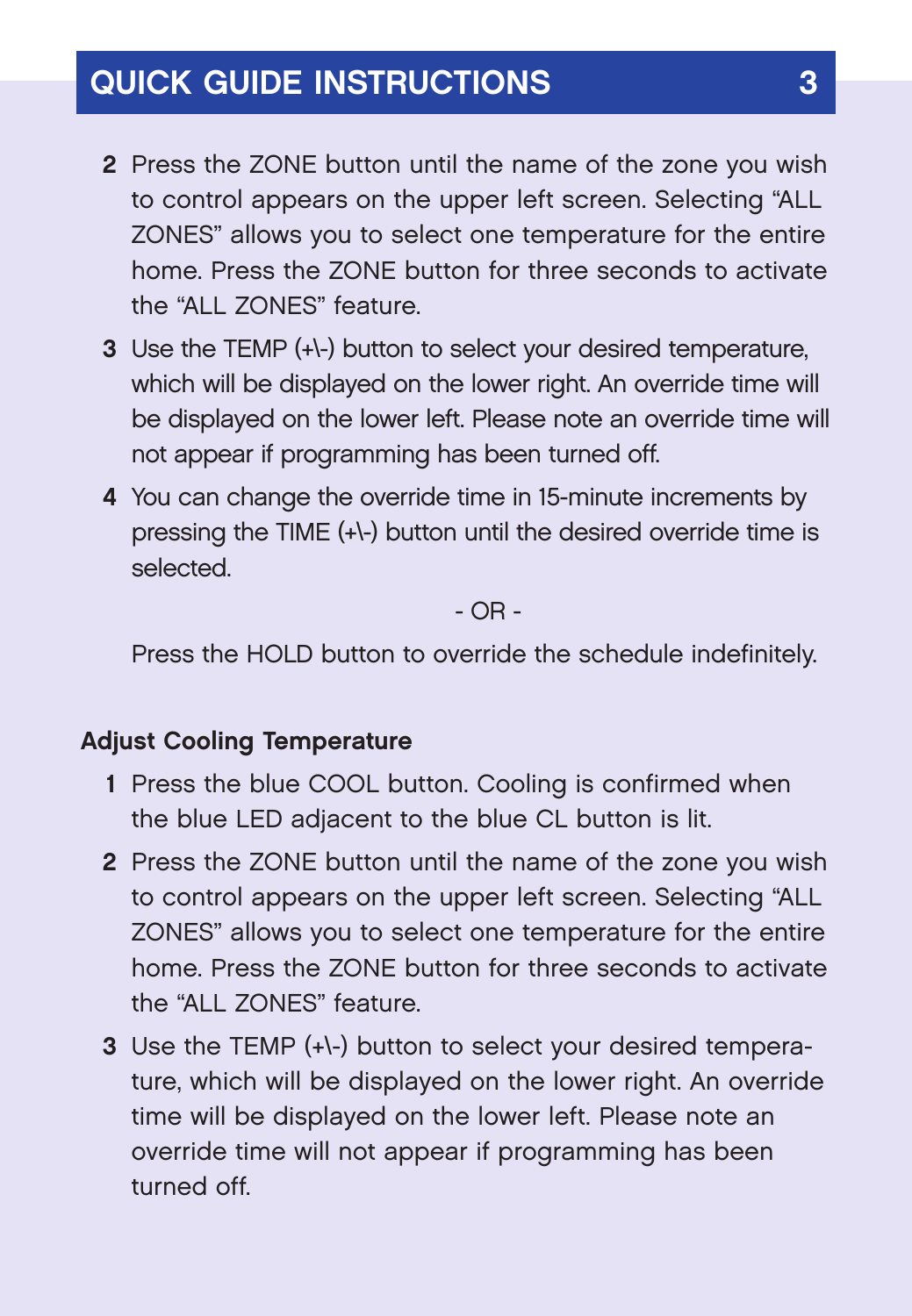2. Press the ZONE button until the name of the zone you wish to control appears on the upper left screen. Selecting "ALL ZONES" allows you to select one temperature for the entire home. Press the ZONE button for three seconds to activate the "ALL ZONES" feature.
3. Use the TEMP (+\-) button to select your desired temperature, which will be displayed on the lower right. An override time will be displayed on the lower left. Please note an override time will not appear if programming has been turned off.
4. You can change the override time in 15-minute increments by pressing the TIME (+\-) button until the desired override time is selected.

   - OR -

   Press the HOLD button to override the schedule indefinitely.

**Adjust Cooling Temperature**

1. Press the blue COOL button. Cooling is confirmed when the blue LED adjacent to the blue CL button is lit.
2. Press the ZONE button until the name of the zone you wish to control appears on the upper left screen. Selecting "ALL ZONES" allows you to select one temperature for the entire home. Press the ZONE button for three seconds to activate the "ALL ZONES" feature.
3. Use the TEMP (+\-) button to select your desired temperature, which will be displayed on the lower right. An override time will be displayed on the lower left. Please note an override time will not appear if programming has been turned off.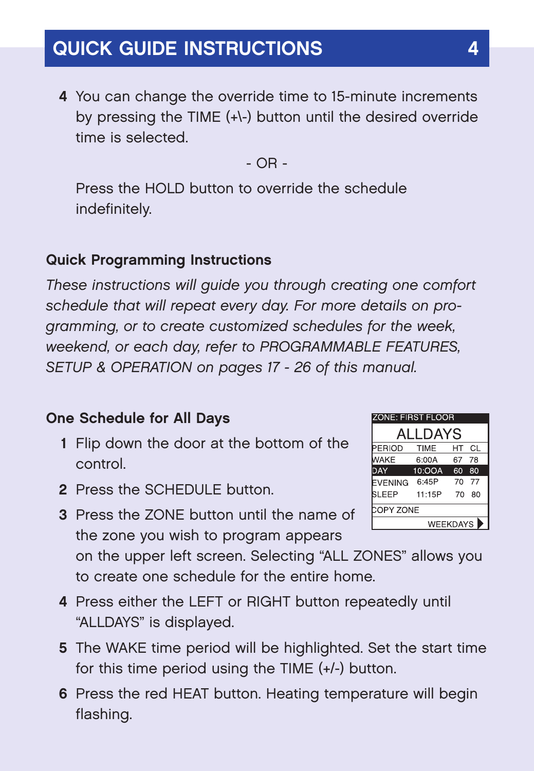## QUICK GUIDE INSTRUCTIONS

4 You can change the override time to 15-minute increments by pressing the TIME (+\-) button until the desired override time is selected.

- OR -

Press the HOLD button to override the schedule indefinitely.

### Quick Programming Instructions

*These instructions will guide you through creating one comfort schedule that will repeat every day. For more details on programming, or to create customized schedules for the week, weekend, or each day, refer to PROGRAMMABLE FEATURES, SETUP & OPERATION on pages 17 - 26 of this manual.*

### One Schedule for All Days

ZONE: FIRST FLOOR

ALLDAYS

| PERIOD | TIME | HT | CL |
|---|---|---|---|
| WAKE | 6:00A | 67 | 78 |
| DAY | 10:OOA | 60 | 80 |
| EVENING | 6:45P | 70 | 77 |
| SLEEP | 11:15P | 70 | 80 |

COPY ZONE

WEEKDAYS

1. Flip down the door at the bottom of the control.
2. Press the SCHEDULE button.
3. Press the ZONE button until the name of the zone you wish to program appears on the upper left screen. Selecting “ALL ZONES” allows you to create one schedule for the entire home.
4. Press either the LEFT or RIGHT button repeatedly until “ALLDAYS” is displayed.
5. The WAKE time period will be highlighted. Set the start time for this time period using the TIME (+/-) button.
6. Press the red HEAT button. Heating temperature will begin flashing.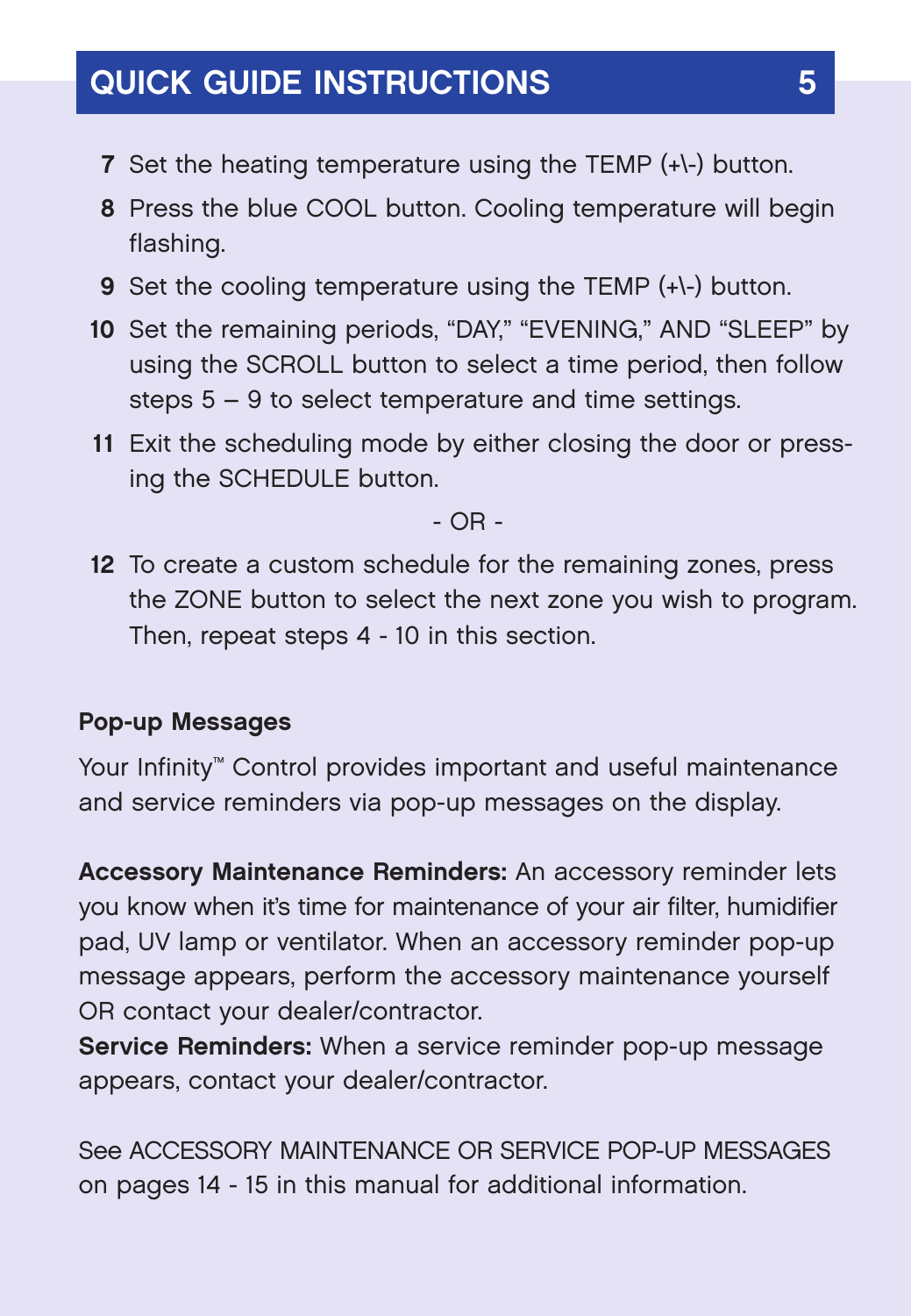## QUICK GUIDE INSTRUCTIONS

7. Set the heating temperature using the TEMP (+\-) button.
8. Press the blue COOL button. Cooling temperature will begin flashing.
9. Set the cooling temperature using the TEMP (+\-) button.
10. Set the remaining periods, "DAY," "EVENING," AND "SLEEP" by using the SCROLL button to select a time period, then follow steps 5 – 9 to select temperature and time settings.
11. Exit the scheduling mode by either closing the door or pressing the SCHEDULE button.

- OR -

12. To create a custom schedule for the remaining zones, press the ZONE button to select the next zone you wish to program. Then, repeat steps 4 - 10 in this section.

**Pop-up Messages**

Your Infinity™ Control provides important and useful maintenance and service reminders via pop-up messages on the display.

**Accessory Maintenance Reminders:** An accessory reminder lets you know when it's time for maintenance of your air filter, humidifier pad, UV lamp or ventilator. When an accessory reminder pop-up message appears, perform the accessory maintenance yourself OR contact your dealer/contractor.

**Service Reminders:** When a service reminder pop-up message appears, contact your dealer/contractor.

See ACCESSORY MAINTENANCE OR SERVICE POP-UP MESSAGES on pages 14 - 15 in this manual for additional information.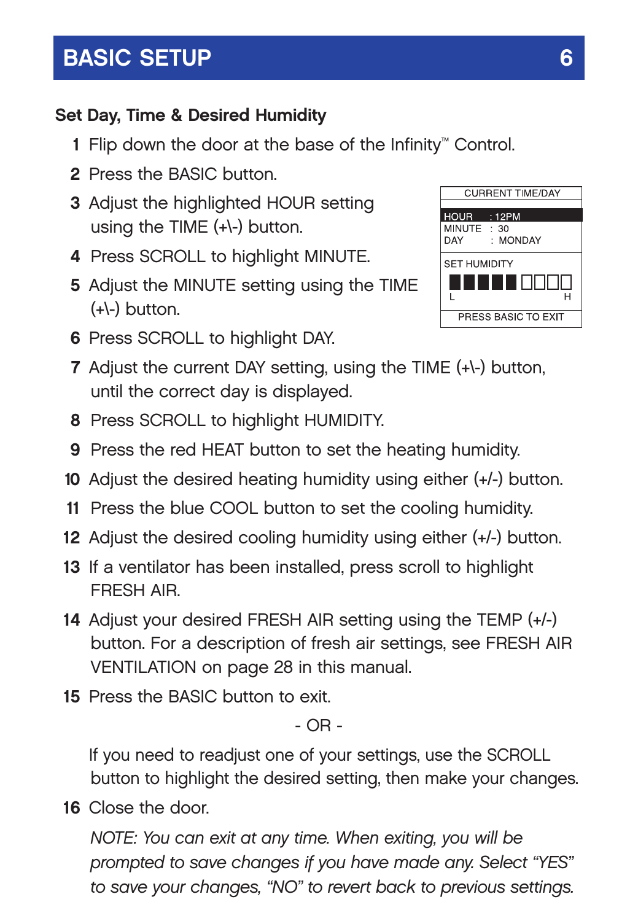# BASIC SETUP

## Set Day, Time & Desired Humidity

1. Flip down the door at the base of the Infinity™ Control.
2. Press the BASIC button.
3. Adjust the highlighted HOUR setting using the TIME (+\-) button.
4. Press SCROLL to highlight MINUTE.
5. Adjust the MINUTE setting using the TIME (+\-) button.
6. Press SCROLL to highlight DAY.
7. Adjust the current DAY setting, using the TIME (+\-) button, until the correct day is displayed.
8. Press SCROLL to highlight HUMIDITY.
9. Press the red HEAT button to set the heating humidity.
10. Adjust the desired heating humidity using either (+/-) button.
11. Press the blue COOL button to set the cooling humidity.
12. Adjust the desired cooling humidity using either (+/-) button.
13. If a ventilator has been installed, press scroll to highlight FRESH AIR.
14. Adjust your desired FRESH AIR setting using the TEMP (+/-) button. For a description of fresh air settings, see FRESH AIR VENTILATION on page 28 in this manual.
15. Press the BASIC button to exit.

    \- OR -

    If you need to readjust one of your settings, use the SCROLL button to highlight the desired setting, then make your changes.
16. Close the door.

| CURRENT TIME/DAY |
|---|
| HOUR : 12PM |
| MINUTE : 30 |
| DAY : MONDAY |
| SET HUMIDITY |
| L ▮▮▮▮▮▯▯▯▯ H |
| PRESS BASIC TO EXIT |

*NOTE: You can exit at any time. When exiting, you will be prompted to save changes if you have made any. Select "YES" to save your changes, "NO" to revert back to previous settings.*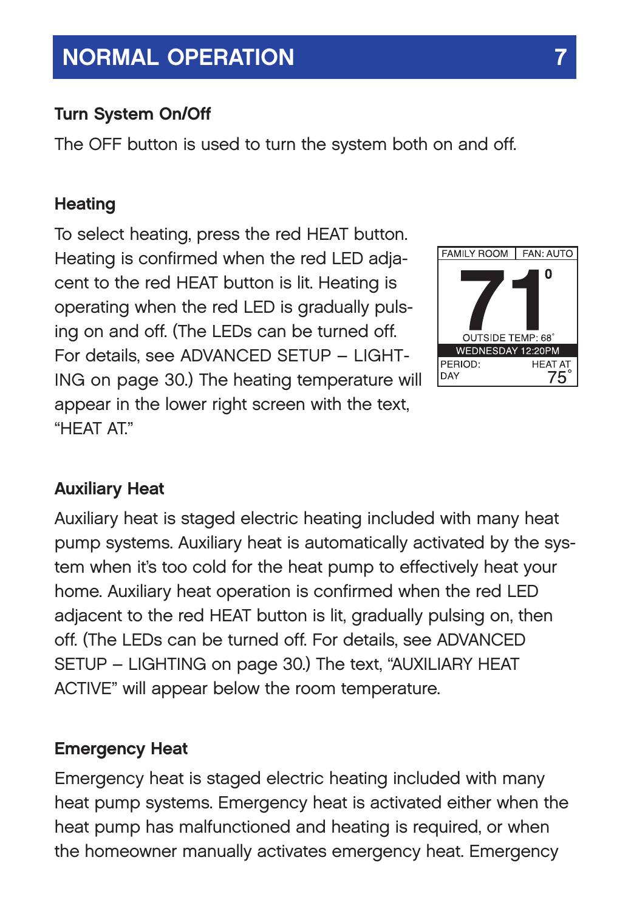## NORMAL OPERATION

### Turn System On/Off

The OFF button is used to turn the system both on and off.

### Heating

To select heating, press the red HEAT button. Heating is confirmed when the red LED adjacent to the red HEAT button is lit. Heating is operating when the red LED is gradually pulsing on and off. (The LEDs can be turned off. For details, see ADVANCED SETUP – LIGHTING on page 30.) The heating temperature will appear in the lower right screen with the text, "HEAT AT."

FAMILY ROOM | FAN: AUTO
71°
OUTSIDE TEMP: 68°
WEDNESDAY 12:20PM
PERIOD: DAY | HEAT AT 75°

### Auxiliary Heat

Auxiliary heat is staged electric heating included with many heat pump systems. Auxiliary heat is automatically activated by the system when it's too cold for the heat pump to effectively heat your home. Auxiliary heat operation is confirmed when the red LED adjacent to the red HEAT button is lit, gradually pulsing on, then off. (The LEDs can be turned off. For details, see ADVANCED SETUP – LIGHTING on page 30.) The text, "AUXILIARY HEAT ACTIVE" will appear below the room temperature.

### Emergency Heat

Emergency heat is staged electric heating included with many heat pump systems. Emergency heat is activated either when the heat pump has malfunctioned and heating is required, or when the homeowner manually activates emergency heat. Emergency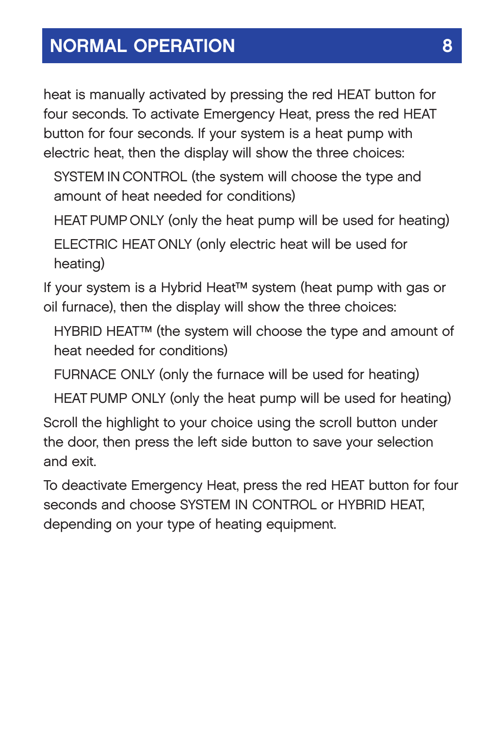heat is manually activated by pressing the red HEAT button for four seconds. To activate Emergency Heat, press the red HEAT button for four seconds. If your system is a heat pump with electric heat, then the display will show the three choices:

SYSTEM IN CONTROL (the system will choose the type and amount of heat needed for conditions)

HEAT PUMP ONLY (only the heat pump will be used for heating)

ELECTRIC HEAT ONLY (only electric heat will be used for heating)

If your system is a Hybrid Heat™ system (heat pump with gas or oil furnace), then the display will show the three choices:

HYBRID HEAT™ (the system will choose the type and amount of heat needed for conditions)

FURNACE ONLY (only the furnace will be used for heating)

HEAT PUMP ONLY (only the heat pump will be used for heating)

Scroll the highlight to your choice using the scroll button under the door, then press the left side button to save your selection and exit.

To deactivate Emergency Heat, press the red HEAT button for four seconds and choose SYSTEM IN CONTROL or HYBRID HEAT, depending on your type of heating equipment.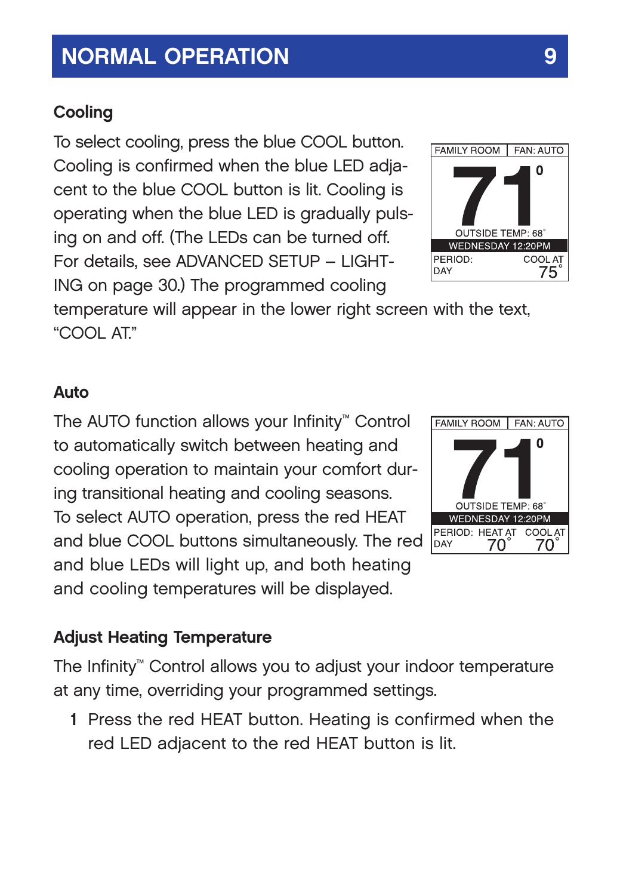## NORMAL OPERATION

### Cooling

To select cooling, press the blue COOL button. Cooling is confirmed when the blue LED adjacent to the blue COOL button is lit. Cooling is operating when the blue LED is gradually pulsing on and off. (The LEDs can be turned off. For details, see ADVANCED SETUP – LIGHTING on page 30.) The programmed cooling temperature will appear in the lower right screen with the text, "COOL AT."

FAMILY ROOM | FAN: AUTO
71 0
OUTSIDE TEMP: 68˚
WEDNESDAY 12:20PM
PERIOD: DAY
COOL AT 75˚

### Auto

The AUTO function allows your Infinity™ Control to automatically switch between heating and cooling operation to maintain your comfort during transitional heating and cooling seasons. To select AUTO operation, press the red HEAT and blue COOL buttons simultaneously. The red and blue LEDs will light up, and both heating and cooling temperatures will be displayed.

FAMILY ROOM | FAN: AUTO
71 0
OUTSIDE TEMP: 68˚
WEDNESDAY 12:20PM
PERIOD: DAY
HEAT AT 70˚
COOL AT 70˚

### Adjust Heating Temperature

The Infinity™ Control allows you to adjust your indoor temperature at any time, overriding your programmed settings.

1. Press the red HEAT button. Heating is confirmed when the red LED adjacent to the red HEAT button is lit.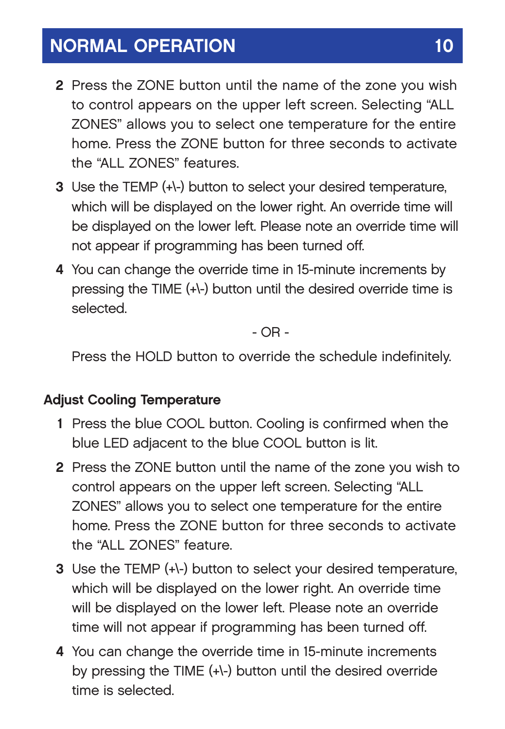2. Press the ZONE button until the name of the zone you wish to control appears on the upper left screen. Selecting "ALL ZONES" allows you to select one temperature for the entire home. Press the ZONE button for three seconds to activate the "ALL ZONES" features.
3. Use the TEMP (+\-) button to select your desired temperature, which will be displayed on the lower right. An override time will be displayed on the lower left. Please note an override time will not appear if programming has been turned off.
4. You can change the override time in 15-minute increments by pressing the TIME (+\-) button until the desired override time is selected.

   - OR -

   Press the HOLD button to override the schedule indefinitely.

**Adjust Cooling Temperature**

1. Press the blue COOL button. Cooling is confirmed when the blue LED adjacent to the blue COOL button is lit.
2. Press the ZONE button until the name of the zone you wish to control appears on the upper left screen. Selecting "ALL ZONES" allows you to select one temperature for the entire home. Press the ZONE button for three seconds to activate the "ALL ZONES" feature.
3. Use the TEMP (+\-) button to select your desired temperature, which will be displayed on the lower right. An override time will be displayed on the lower left. Please note an override time will not appear if programming has been turned off.
4. You can change the override time in 15-minute increments by pressing the TIME (+\-) button until the desired override time is selected.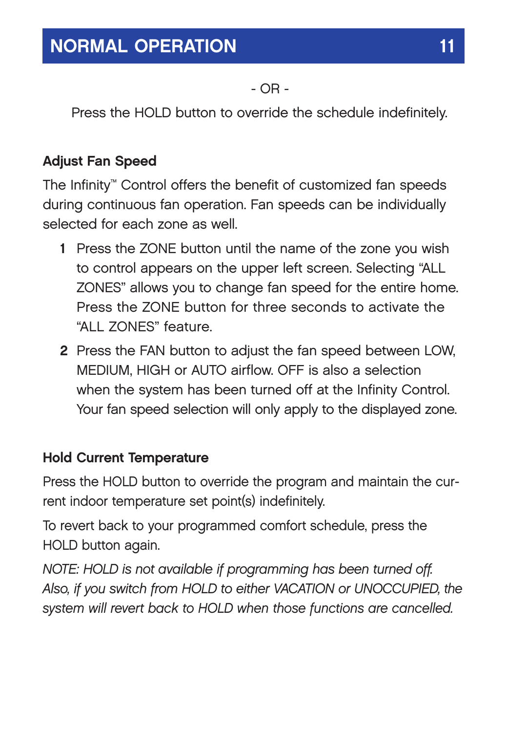- OR -

Press the HOLD button to override the schedule indefinitely.

### Adjust Fan Speed

The Infinity™ Control offers the benefit of customized fan speeds during continuous fan operation. Fan speeds can be individually selected for each zone as well.

1. Press the ZONE button until the name of the zone you wish to control appears on the upper left screen. Selecting "ALL ZONES" allows you to change fan speed for the entire home. Press the ZONE button for three seconds to activate the "ALL ZONES" feature.
2. Press the FAN button to adjust the fan speed between LOW, MEDIUM, HIGH or AUTO airflow. OFF is also a selection when the system has been turned off at the Infinity Control. Your fan speed selection will only apply to the displayed zone.

### Hold Current Temperature

Press the HOLD button to override the program and maintain the current indoor temperature set point(s) indefinitely.

To revert back to your programmed comfort schedule, press the HOLD button again.

*NOTE: HOLD is not available if programming has been turned off. Also, if you switch from HOLD to either VACATION or UNOCCUPIED, the system will revert back to HOLD when those functions are cancelled.*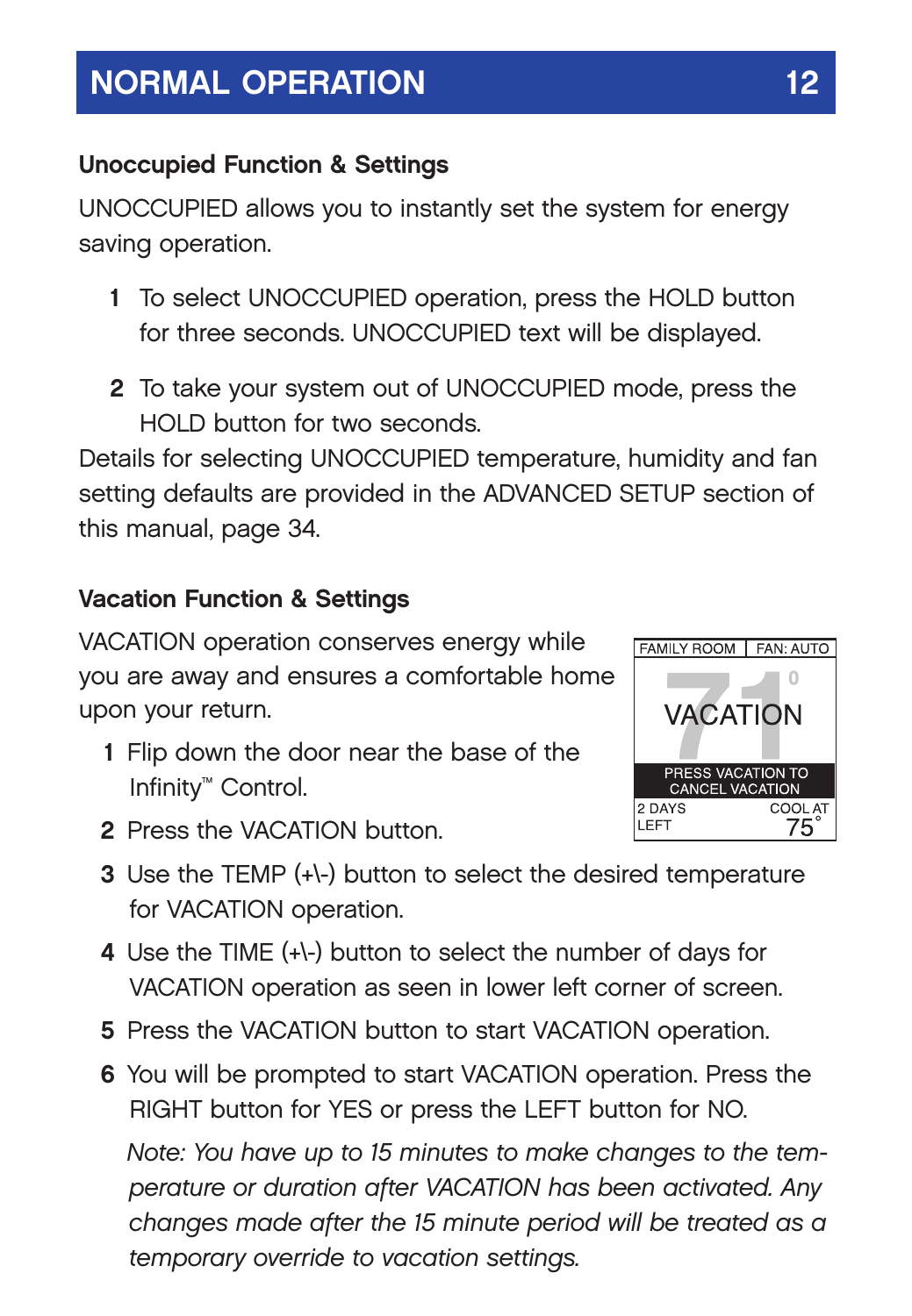## NORMAL OPERATION

### Unoccupied Function & Settings

UNOCCUPIED allows you to instantly set the system for energy saving operation.

1. To select UNOCCUPIED operation, press the HOLD button for three seconds. UNOCCUPIED text will be displayed.
2. To take your system out of UNOCCUPIED mode, press the HOLD button for two seconds.

Details for selecting UNOCCUPIED temperature, humidity and fan setting defaults are provided in the ADVANCED SETUP section of this manual, page 34.

### Vacation Function & Settings

VACATION operation conserves energy while you are away and ensures a comfortable home upon your return.

FAMILY ROOM | FAN: AUTO
VACATION
PRESS VACATION TO CANCEL VACATION
2 DAYS LEFT — COOL AT 75°

1. Flip down the door near the base of the Infinity™ Control.
2. Press the VACATION button.
3. Use the TEMP (+\-) button to select the desired temperature for VACATION operation.
4. Use the TIME (+\-) button to select the number of days for VACATION operation as seen in lower left corner of screen.
5. Press the VACATION button to start VACATION operation.
6. You will be prompted to start VACATION operation. Press the RIGHT button for YES or press the LEFT button for NO.

   *Note: You have up to 15 minutes to make changes to the temperature or duration after VACATION has been activated. Any changes made after the 15 minute period will be treated as a temporary override to vacation settings.*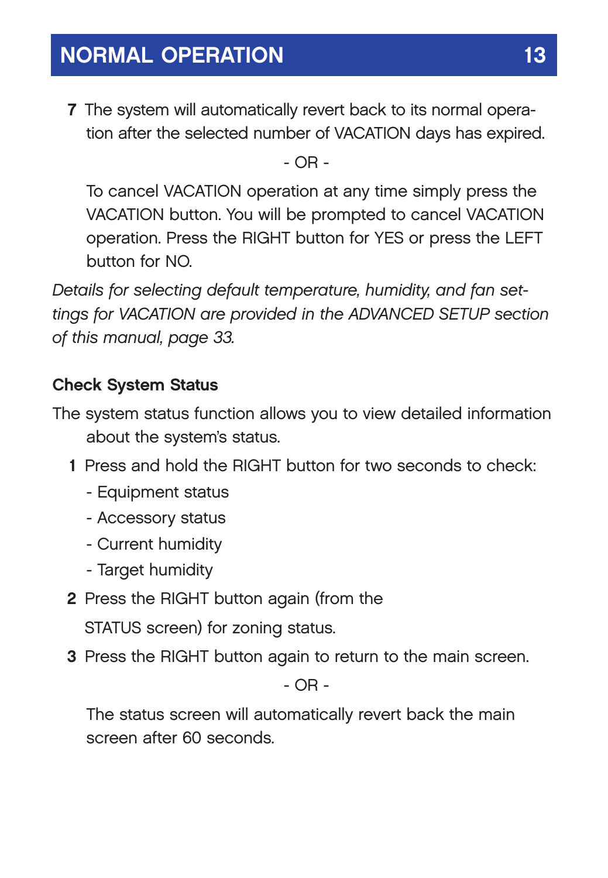## NORMAL OPERATION

7. The system will automatically revert back to its normal operation after the selected number of VACATION days has expired.

   - OR -

   To cancel VACATION operation at any time simply press the VACATION button. You will be prompted to cancel VACATION operation. Press the RIGHT button for YES or press the LEFT button for NO.

*Details for selecting default temperature, humidity, and fan settings for VACATION are provided in the ADVANCED SETUP section of this manual, page 33.*

**Check System Status**

The system status function allows you to view detailed information about the system's status.

1. Press and hold the RIGHT button for two seconds to check:
   - Equipment status
   - Accessory status
   - Current humidity
   - Target humidity
2. Press the RIGHT button again (from the STATUS screen) for zoning status.
3. Press the RIGHT button again to return to the main screen.

   - OR -

   The status screen will automatically revert back the main screen after 60 seconds.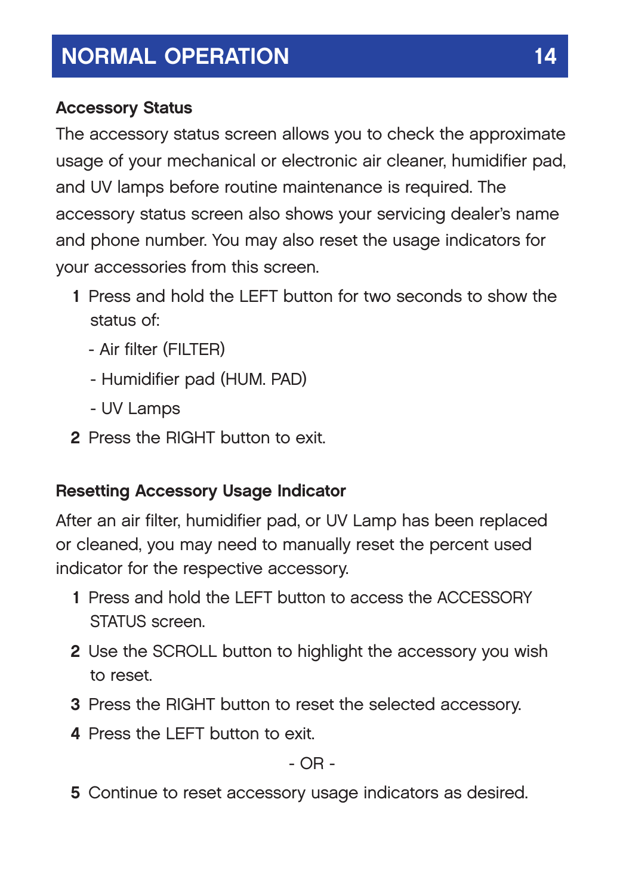## NORMAL OPERATION

### Accessory Status

The accessory status screen allows you to check the approximate usage of your mechanical or electronic air cleaner, humidifier pad, and UV lamps before routine maintenance is required. The accessory status screen also shows your servicing dealer's name and phone number. You may also reset the usage indicators for your accessories from this screen.

1. Press and hold the LEFT button for two seconds to show the status of:
   - Air filter (FILTER)
   - Humidifier pad (HUM. PAD)
   - UV Lamps
2. Press the RIGHT button to exit.

### Resetting Accessory Usage Indicator

After an air filter, humidifier pad, or UV Lamp has been replaced or cleaned, you may need to manually reset the percent used indicator for the respective accessory.

1. Press and hold the LEFT button to access the ACCESSORY STATUS screen.
2. Use the SCROLL button to highlight the accessory you wish to reset.
3. Press the RIGHT button to reset the selected accessory.
4. Press the LEFT button to exit.

   - OR -

5. Continue to reset accessory usage indicators as desired.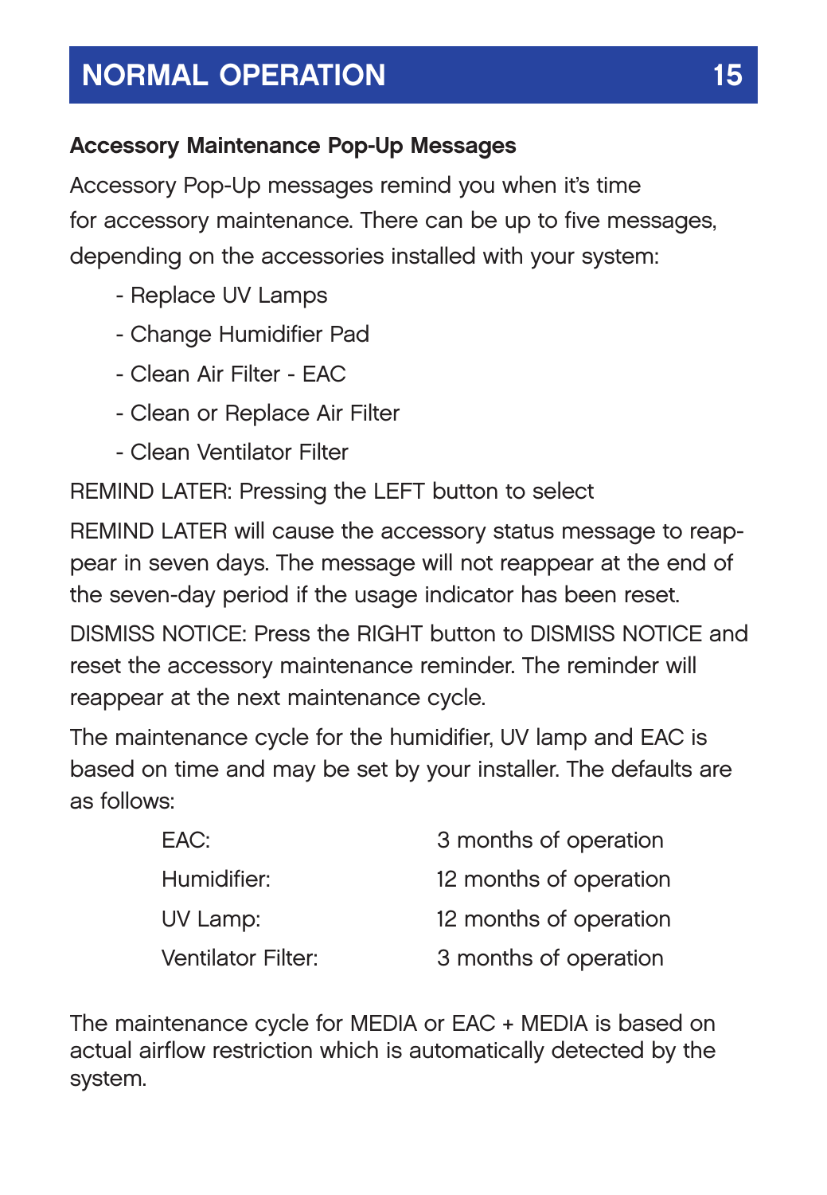## NORMAL OPERATION

### Accessory Maintenance Pop-Up Messages

Accessory Pop-Up messages remind you when it's time for accessory maintenance. There can be up to five messages, depending on the accessories installed with your system:

- Replace UV Lamps
- Change Humidifier Pad
- Clean Air Filter - EAC
- Clean or Replace Air Filter
- Clean Ventilator Filter

REMIND LATER: Pressing the LEFT button to select

REMIND LATER will cause the accessory status message to reappear in seven days. The message will not reappear at the end of the seven-day period if the usage indicator has been reset.

DISMISS NOTICE: Press the RIGHT button to DISMISS NOTICE and reset the accessory maintenance reminder. The reminder will reappear at the next maintenance cycle.

The maintenance cycle for the humidifier, UV lamp and EAC is based on time and may be set by your installer. The defaults are as follows:

| | |
|---|---|
| EAC: | 3 months of operation |
| Humidifier: | 12 months of operation |
| UV Lamp: | 12 months of operation |
| Ventilator Filter: | 3 months of operation |

The maintenance cycle for MEDIA or EAC + MEDIA is based on actual airflow restriction which is automatically detected by the system.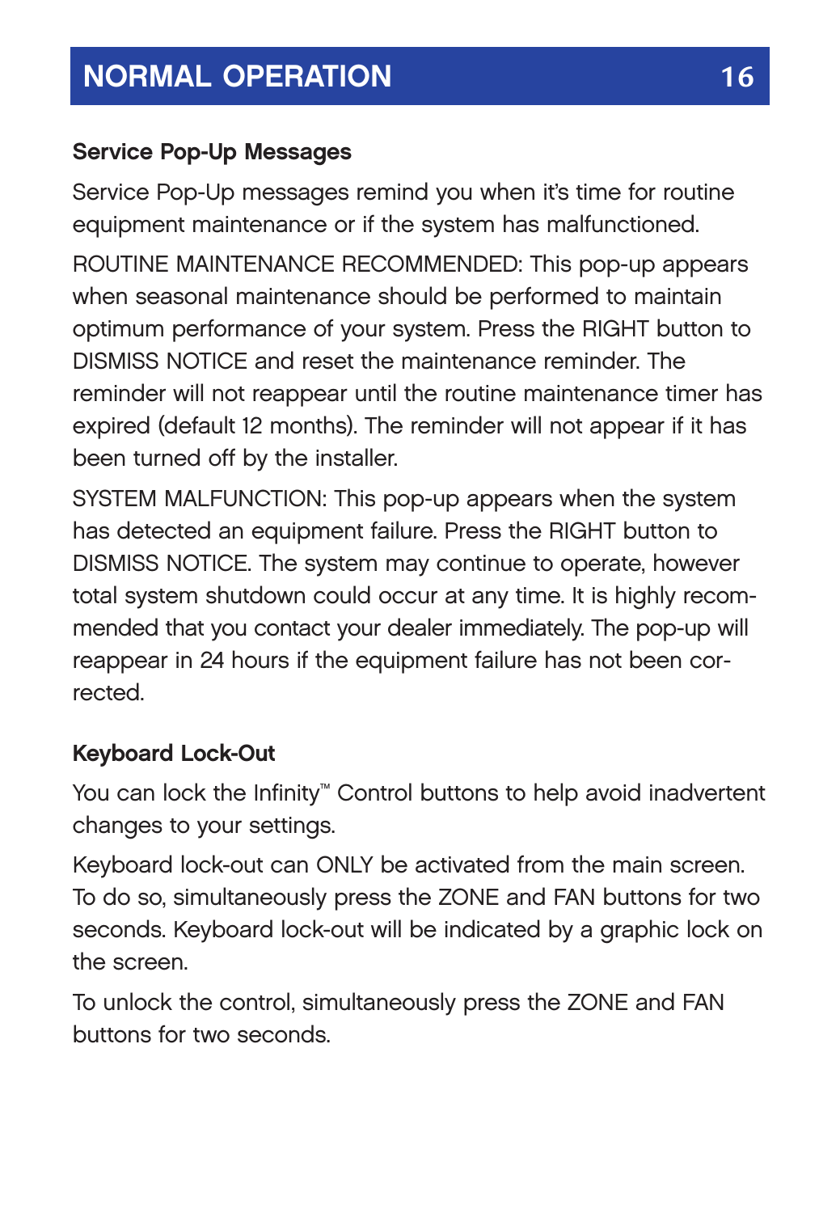## Service Pop-Up Messages

Service Pop-Up messages remind you when it's time for routine equipment maintenance or if the system has malfunctioned.

ROUTINE MAINTENANCE RECOMMENDED: This pop-up appears when seasonal maintenance should be performed to maintain optimum performance of your system. Press the RIGHT button to DISMISS NOTICE and reset the maintenance reminder. The reminder will not reappear until the routine maintenance timer has expired (default 12 months). The reminder will not appear if it has been turned off by the installer.

SYSTEM MALFUNCTION: This pop-up appears when the system has detected an equipment failure. Press the RIGHT button to DISMISS NOTICE. The system may continue to operate, however total system shutdown could occur at any time. It is highly recommended that you contact your dealer immediately. The pop-up will reappear in 24 hours if the equipment failure has not been corrected.

## Keyboard Lock-Out

You can lock the Infinity™ Control buttons to help avoid inadvertent changes to your settings.

Keyboard lock-out can ONLY be activated from the main screen. To do so, simultaneously press the ZONE and FAN buttons for two seconds. Keyboard lock-out will be indicated by a graphic lock on the screen.

To unlock the control, simultaneously press the ZONE and FAN buttons for two seconds.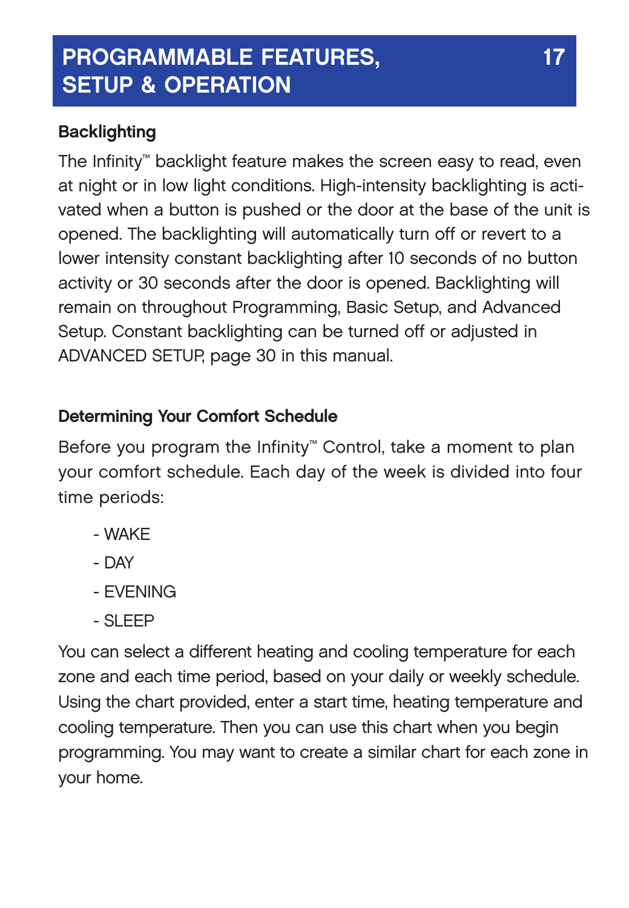## PROGRAMMABLE FEATURES, SETUP & OPERATION

### Backlighting

The Infinity™ backlight feature makes the screen easy to read, even at night or in low light conditions. High-intensity backlighting is activated when a button is pushed or the door at the base of the unit is opened. The backlighting will automatically turn off or revert to a lower intensity constant backlighting after 10 seconds of no button activity or 30 seconds after the door is opened. Backlighting will remain on throughout Programming, Basic Setup, and Advanced Setup. Constant backlighting can be turned off or adjusted in ADVANCED SETUP, page 30 in this manual.

### Determining Your Comfort Schedule

Before you program the Infinity™ Control, take a moment to plan your comfort schedule. Each day of the week is divided into four time periods:

- WAKE
- DAY
- EVENING
- SLEEP

You can select a different heating and cooling temperature for each zone and each time period, based on your daily or weekly schedule. Using the chart provided, enter a start time, heating temperature and cooling temperature. Then you can use this chart when you begin programming. You may want to create a similar chart for each zone in your home.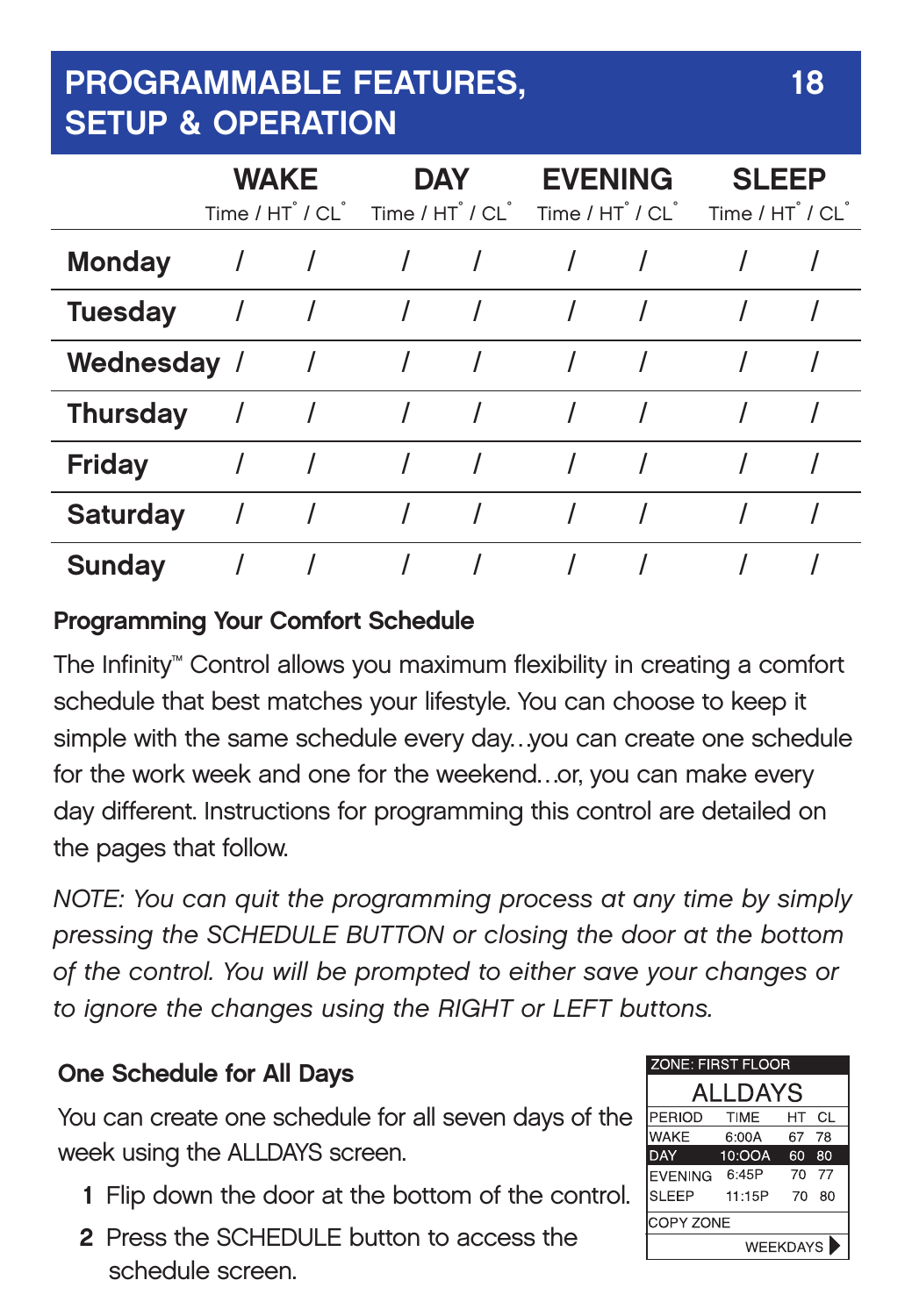## PROGRAMMABLE FEATURES, SETUP & OPERATION

| | WAKE<br>Time / HT° / CL° | DAY<br>Time / HT° / CL° | EVENING<br>Time / HT° / CL° | SLEEP<br>Time / HT° / CL° |
|---|---|---|---|---|
| **Monday** | / / | / / | / / | / / |
| **Tuesday** | / / | / / | / / | / / |
| **Wednesday** | / / | / / | / / | / / |
| **Thursday** | / / | / / | / / | / / |
| **Friday** | / / | / / | / / | / / |
| **Saturday** | / / | / / | / / | / / |
| **Sunday** | / / | / / | / / | / / |

### Programming Your Comfort Schedule

The Infinity™ Control allows you maximum flexibility in creating a comfort schedule that best matches your lifestyle. You can choose to keep it simple with the same schedule every day...you can create one schedule for the work week and one for the weekend...or, you can make every day different. Instructions for programming this control are detailed on the pages that follow.

*NOTE: You can quit the programming process at any time by simply pressing the SCHEDULE BUTTON or closing the door at the bottom of the control. You will be prompted to either save your changes or to ignore the changes using the RIGHT or LEFT buttons.*

### One Schedule for All Days

You can create one schedule for all seven days of the week using the ALLDAYS screen.

1. Flip down the door at the bottom of the control.
2. Press the SCHEDULE button to access the schedule screen.

ZONE: FIRST FLOOR

ALLDAYS

| PERIOD | TIME | HT | CL |
|---|---|---|---|
| WAKE | 6:00A | 67 | 78 |
| DAY | 10:00A | 60 | 80 |
| EVENING | 6:45P | 70 | 77 |
| SLEEP | 11:15P | 70 | 80 |

COPY ZONE

WEEKDAYS ▶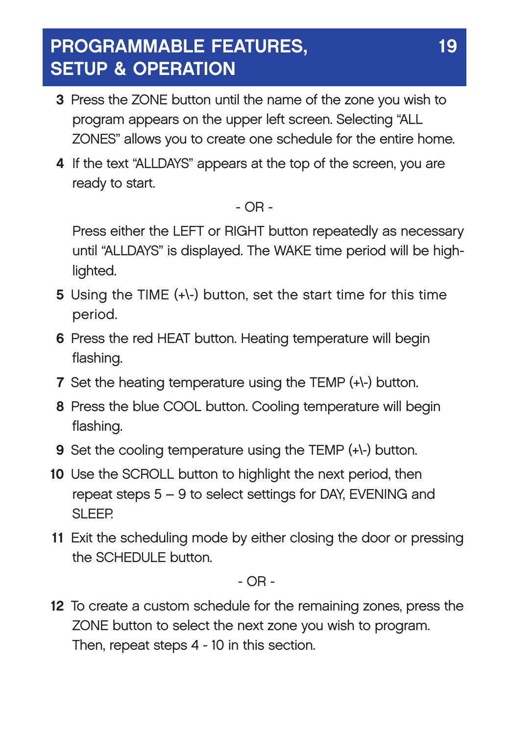3. Press the ZONE button until the name of the zone you wish to program appears on the upper left screen. Selecting "ALL ZONES" allows you to create one schedule for the entire home.
4. If the text "ALLDAYS" appears at the top of the screen, you are ready to start.

   - OR -

   Press either the LEFT or RIGHT button repeatedly as necessary until "ALLDAYS" is displayed. The WAKE time period will be highlighted.
5. Using the TIME (+\-) button, set the start time for this time period.
6. Press the red HEAT button. Heating temperature will begin flashing.
7. Set the heating temperature using the TEMP (+\-) button.
8. Press the blue COOL button. Cooling temperature will begin flashing.
9. Set the cooling temperature using the TEMP (+\-) button.
10. Use the SCROLL button to highlight the next period, then repeat steps 5 – 9 to select settings for DAY, EVENING and SLEEP.
11. Exit the scheduling mode by either closing the door or pressing the SCHEDULE button.

    - OR -

12. To create a custom schedule for the remaining zones, press the ZONE button to select the next zone you wish to program. Then, repeat steps 4 - 10 in this section.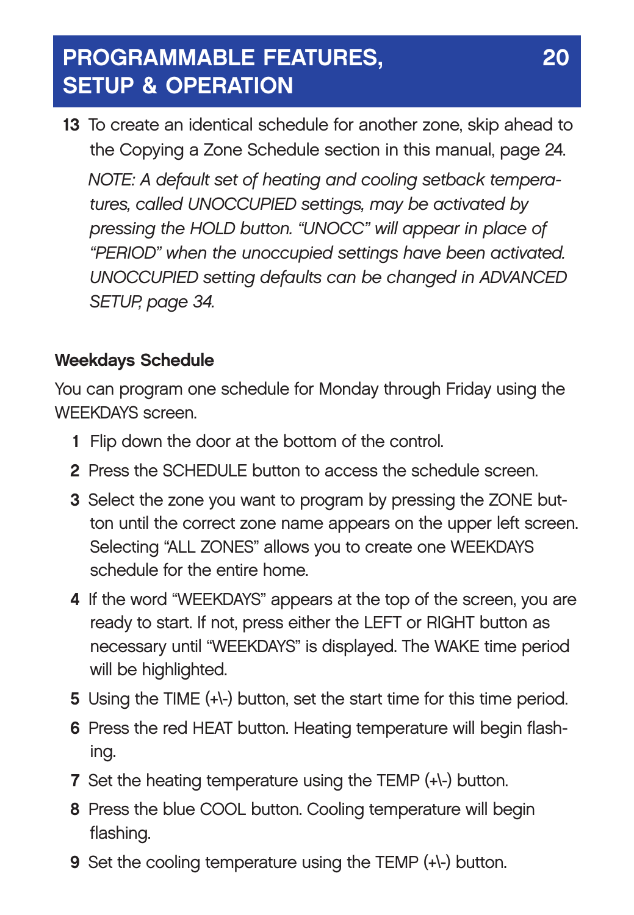13 To create an identical schedule for another zone, skip ahead to the Copying a Zone Schedule section in this manual, page 24.

*NOTE: A default set of heating and cooling setback temperatures, called UNOCCUPIED settings, may be activated by pressing the HOLD button. "UNOCC" will appear in place of "PERIOD" when the unoccupied settings have been activated. UNOCCUPIED setting defaults can be changed in ADVANCED SETUP, page 34.*

### Weekdays Schedule

You can program one schedule for Monday through Friday using the WEEKDAYS screen.

1. Flip down the door at the bottom of the control.
2. Press the SCHEDULE button to access the schedule screen.
3. Select the zone you want to program by pressing the ZONE button until the correct zone name appears on the upper left screen. Selecting "ALL ZONES" allows you to create one WEEKDAYS schedule for the entire home.
4. If the word "WEEKDAYS" appears at the top of the screen, you are ready to start. If not, press either the LEFT or RIGHT button as necessary until "WEEKDAYS" is displayed. The WAKE time period will be highlighted.
5. Using the TIME (+\-) button, set the start time for this time period.
6. Press the red HEAT button. Heating temperature will begin flashing.
7. Set the heating temperature using the TEMP (+\-) button.
8. Press the blue COOL button. Cooling temperature will begin flashing.
9. Set the cooling temperature using the TEMP (+\-) button.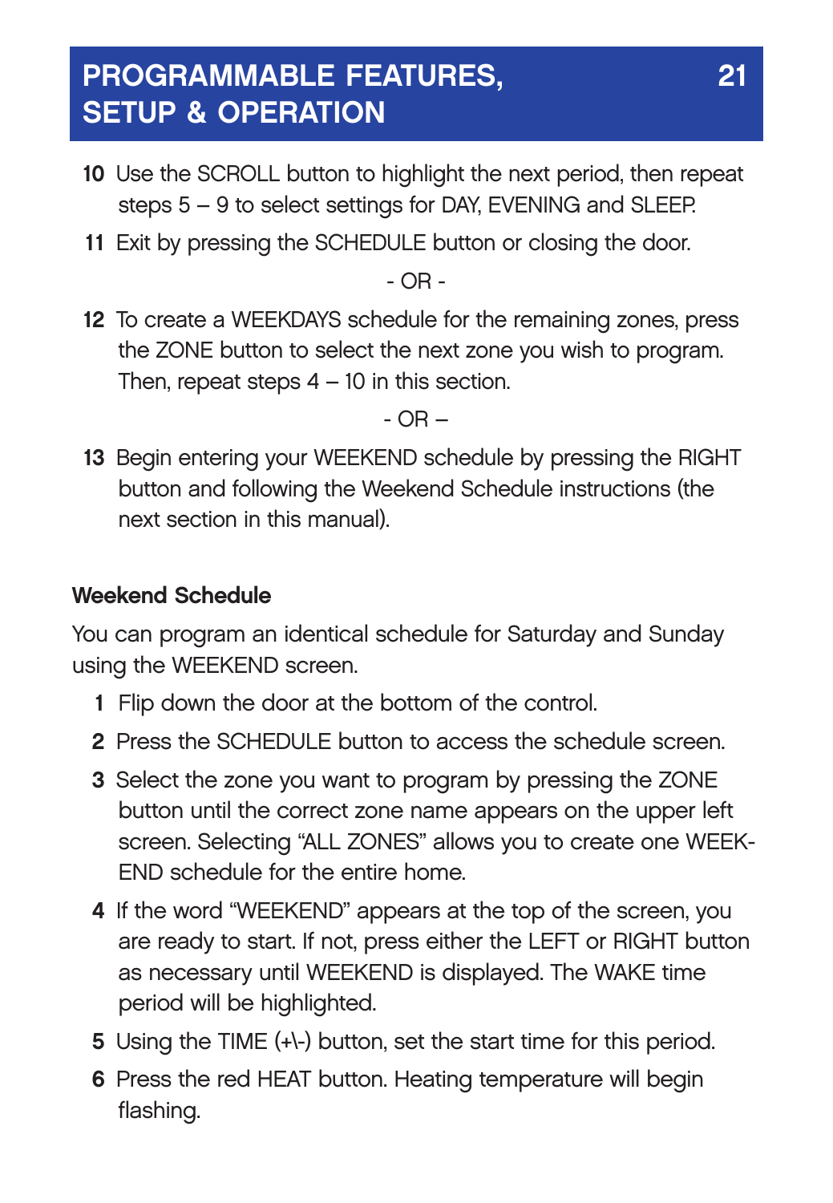10. Use the SCROLL button to highlight the next period, then repeat steps 5 – 9 to select settings for DAY, EVENING and SLEEP.
11. Exit by pressing the SCHEDULE button or closing the door.

- OR -

12. To create a WEEKDAYS schedule for the remaining zones, press the ZONE button to select the next zone you wish to program. Then, repeat steps 4 – 10 in this section.

- OR –

13. Begin entering your WEEKEND schedule by pressing the RIGHT button and following the Weekend Schedule instructions (the next section in this manual).

### Weekend Schedule

You can program an identical schedule for Saturday and Sunday using the WEEKEND screen.

1. Flip down the door at the bottom of the control.
2. Press the SCHEDULE button to access the schedule screen.
3. Select the zone you want to program by pressing the ZONE button until the correct zone name appears on the upper left screen. Selecting "ALL ZONES" allows you to create one WEEKEND schedule for the entire home.
4. If the word "WEEKEND" appears at the top of the screen, you are ready to start. If not, press either the LEFT or RIGHT button as necessary until WEEKEND is displayed. The WAKE time period will be highlighted.
5. Using the TIME (+\-) button, set the start time for this period.
6. Press the red HEAT button. Heating temperature will begin flashing.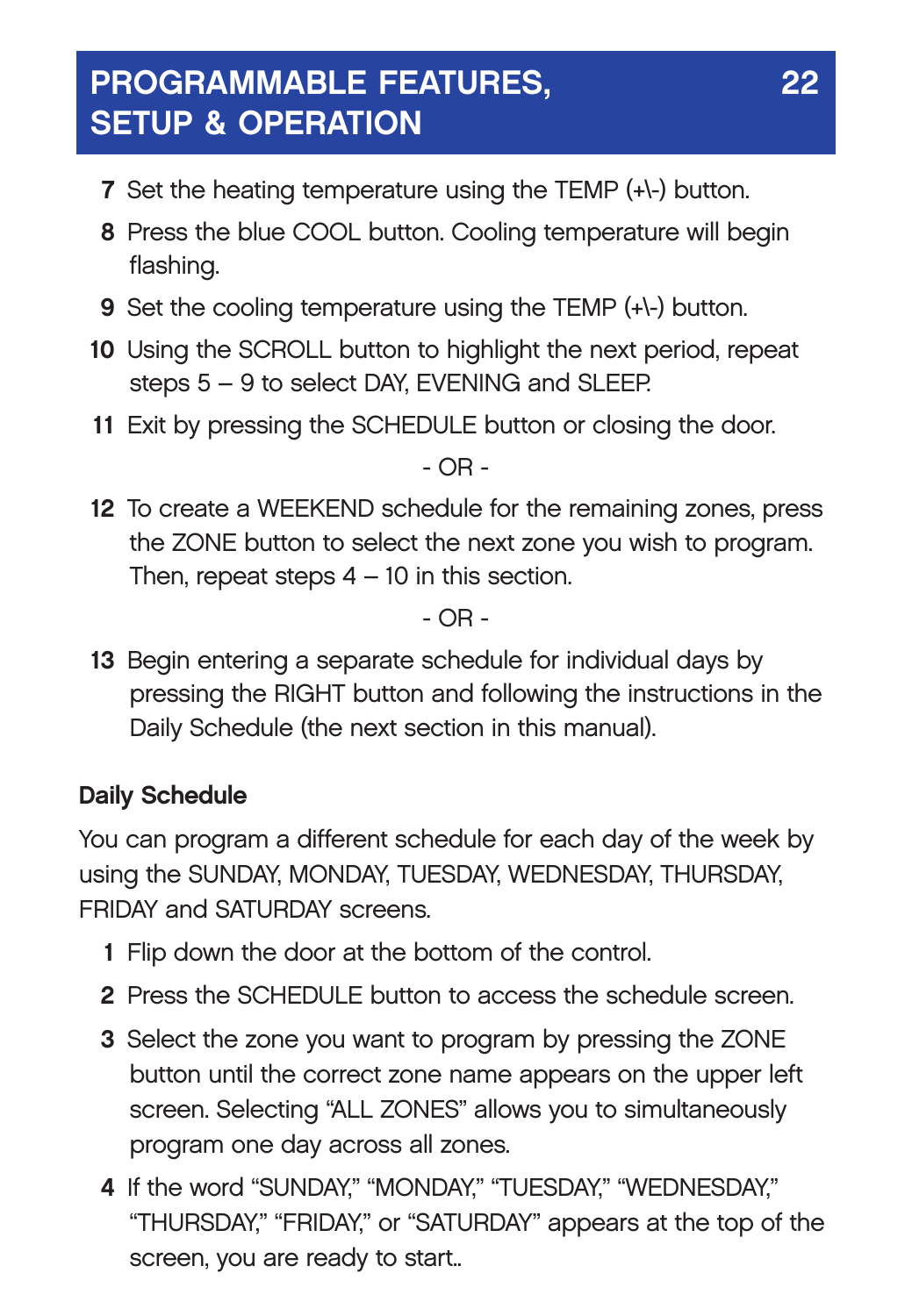7. Set the heating temperature using the TEMP (+\-) button.
8. Press the blue COOL button. Cooling temperature will begin flashing.
9. Set the cooling temperature using the TEMP (+\-) button.
10. Using the SCROLL button to highlight the next period, repeat steps 5 – 9 to select DAY, EVENING and SLEEP.
11. Exit by pressing the SCHEDULE button or closing the door.

- OR -

12. To create a WEEKEND schedule for the remaining zones, press the ZONE button to select the next zone you wish to program. Then, repeat steps 4 – 10 in this section.

- OR -

13. Begin entering a separate schedule for individual days by pressing the RIGHT button and following the instructions in the Daily Schedule (the next section in this manual).

**Daily Schedule**

You can program a different schedule for each day of the week by using the SUNDAY, MONDAY, TUESDAY, WEDNESDAY, THURSDAY, FRIDAY and SATURDAY screens.

1. Flip down the door at the bottom of the control.
2. Press the SCHEDULE button to access the schedule screen.
3. Select the zone you want to program by pressing the ZONE button until the correct zone name appears on the upper left screen. Selecting "ALL ZONES" allows you to simultaneously program one day across all zones.
4. If the word "SUNDAY," "MONDAY," "TUESDAY," "WEDNESDAY," "THURSDAY," "FRIDAY," or "SATURDAY" appears at the top of the screen, you are ready to start..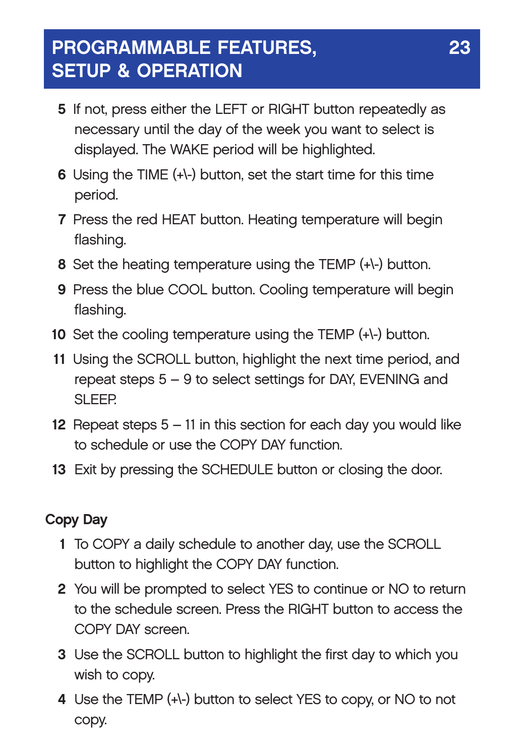5. If not, press either the LEFT or RIGHT button repeatedly as necessary until the day of the week you want to select is displayed. The WAKE period will be highlighted.
6. Using the TIME (+\-) button, set the start time for this time period.
7. Press the red HEAT button. Heating temperature will begin flashing.
8. Set the heating temperature using the TEMP (+\-) button.
9. Press the blue COOL button. Cooling temperature will begin flashing.
10. Set the cooling temperature using the TEMP (+\-) button.
11. Using the SCROLL button, highlight the next time period, and repeat steps 5 – 9 to select settings for DAY, EVENING and SLEEP.
12. Repeat steps 5 – 11 in this section for each day you would like to schedule or use the COPY DAY function.
13. Exit by pressing the SCHEDULE button or closing the door.

**Copy Day**

1. To COPY a daily schedule to another day, use the SCROLL button to highlight the COPY DAY function.
2. You will be prompted to select YES to continue or NO to return to the schedule screen. Press the RIGHT button to access the COPY DAY screen.
3. Use the SCROLL button to highlight the first day to which you wish to copy.
4. Use the TEMP (+\-) button to select YES to copy, or NO to not copy.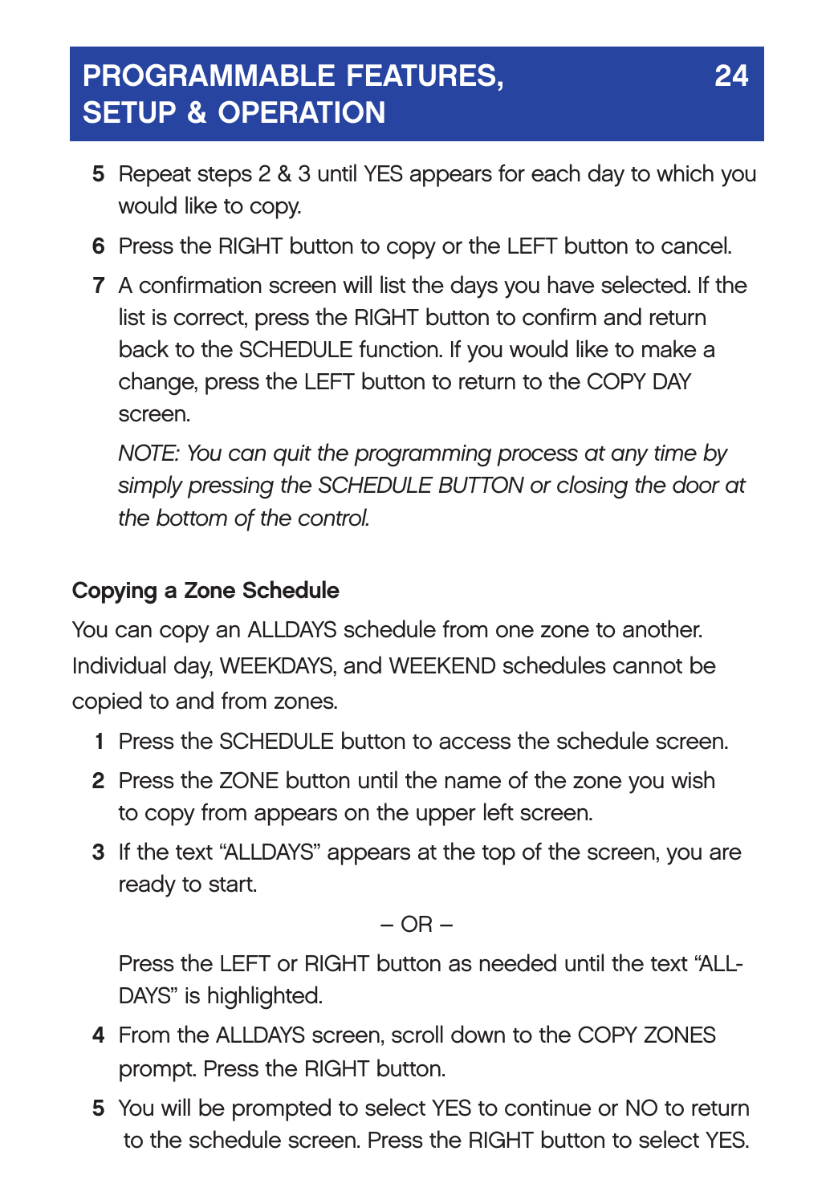5. Repeat steps 2 & 3 until YES appears for each day to which you would like to copy.
6. Press the RIGHT button to copy or the LEFT button to cancel.
7. A confirmation screen will list the days you have selected. If the list is correct, press the RIGHT button to confirm and return back to the SCHEDULE function. If you would like to make a change, press the LEFT button to return to the COPY DAY screen.

   *NOTE: You can quit the programming process at any time by simply pressing the SCHEDULE BUTTON or closing the door at the bottom of the control.*

**Copying a Zone Schedule**

You can copy an ALLDAYS schedule from one zone to another. Individual day, WEEKDAYS, and WEEKEND schedules cannot be copied to and from zones.

1. Press the SCHEDULE button to access the schedule screen.
2. Press the ZONE button until the name of the zone you wish to copy from appears on the upper left screen.
3. If the text "ALLDAYS" appears at the top of the screen, you are ready to start.

   – OR –

   Press the LEFT or RIGHT button as needed until the text "ALL-DAYS" is highlighted.
4. From the ALLDAYS screen, scroll down to the COPY ZONES prompt. Press the RIGHT button.
5. You will be prompted to select YES to continue or NO to return to the schedule screen. Press the RIGHT button to select YES.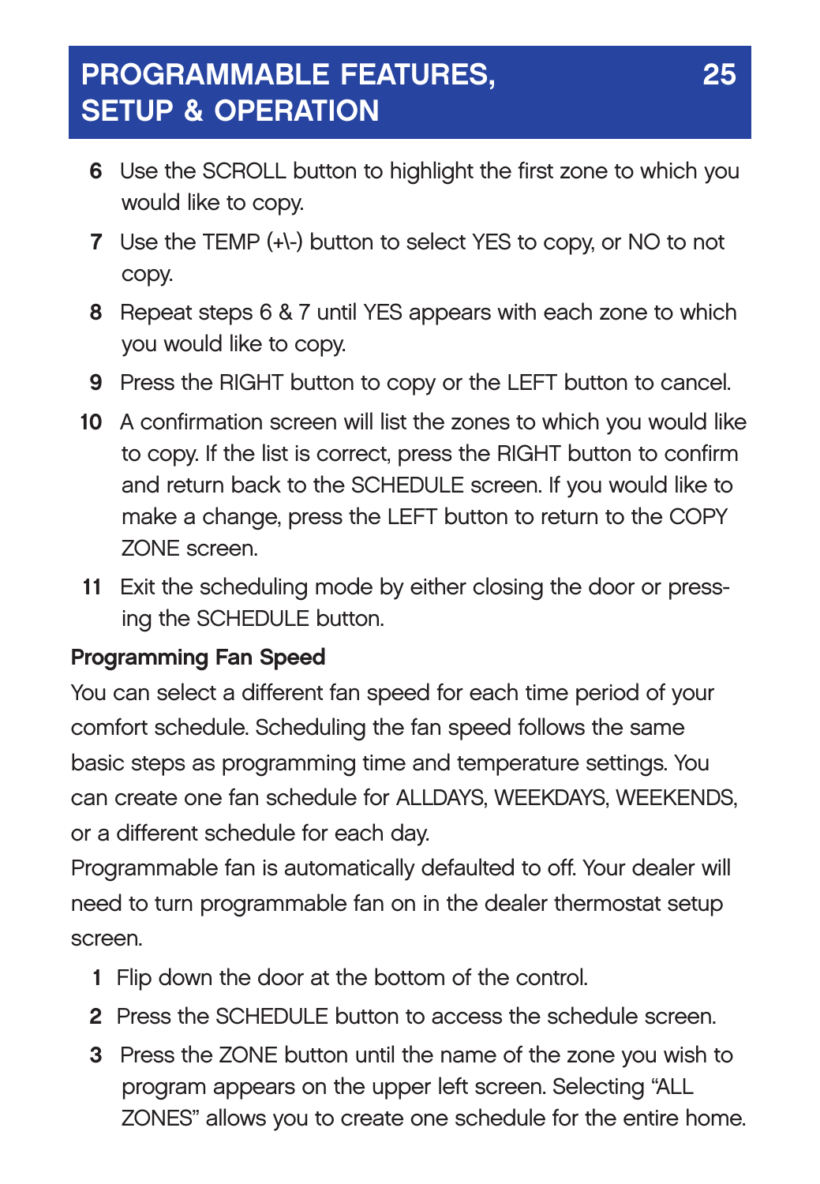6. Use the SCROLL button to highlight the first zone to which you would like to copy.
7. Use the TEMP (+\-) button to select YES to copy, or NO to not copy.
8. Repeat steps 6 & 7 until YES appears with each zone to which you would like to copy.
9. Press the RIGHT button to copy or the LEFT button to cancel.
10. A confirmation screen will list the zones to which you would like to copy. If the list is correct, press the RIGHT button to confirm and return back to the SCHEDULE screen. If you would like to make a change, press the LEFT button to return to the COPY ZONE screen.
11. Exit the scheduling mode by either closing the door or pressing the SCHEDULE button.

**Programming Fan Speed**

You can select a different fan speed for each time period of your comfort schedule. Scheduling the fan speed follows the same basic steps as programming time and temperature settings. You can create one fan schedule for ALLDAYS, WEEKDAYS, WEEKENDS, or a different schedule for each day.

Programmable fan is automatically defaulted to off. Your dealer will need to turn programmable fan on in the dealer thermostat setup screen.

1. Flip down the door at the bottom of the control.
2. Press the SCHEDULE button to access the schedule screen.
3. Press the ZONE button until the name of the zone you wish to program appears on the upper left screen. Selecting "ALL ZONES" allows you to create one schedule for the entire home.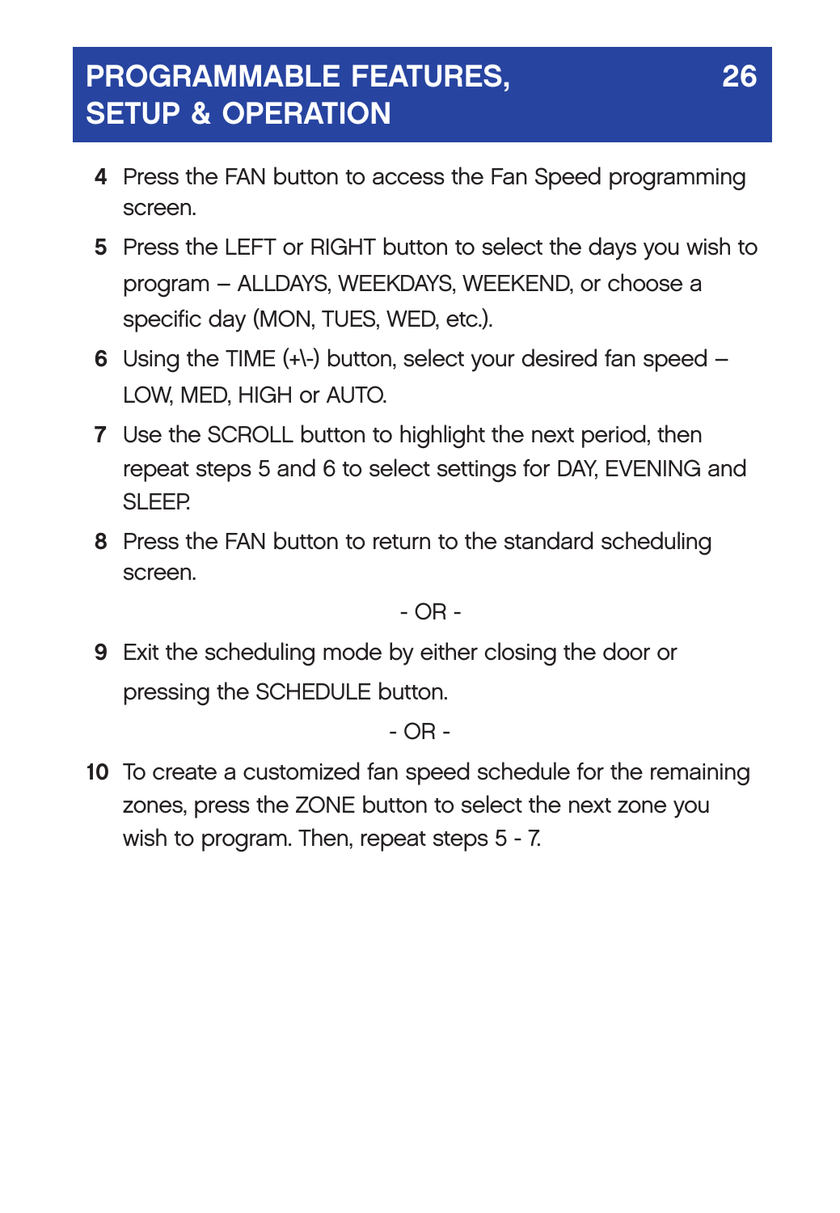## PROGRAMMABLE FEATURES, SETUP & OPERATION

4. Press the FAN button to access the Fan Speed programming screen.
5. Press the LEFT or RIGHT button to select the days you wish to program – ALLDAYS, WEEKDAYS, WEEKEND, or choose a specific day (MON, TUES, WED, etc.).
6. Using the TIME (+\-) button, select your desired fan speed – LOW, MED, HIGH or AUTO.
7. Use the SCROLL button to highlight the next period, then repeat steps 5 and 6 to select settings for DAY, EVENING and SLEEP.
8. Press the FAN button to return to the standard scheduling screen.

- OR -

9. Exit the scheduling mode by either closing the door or pressing the SCHEDULE button.

- OR -

10. To create a customized fan speed schedule for the remaining zones, press the ZONE button to select the next zone you wish to program. Then, repeat steps 5 - 7.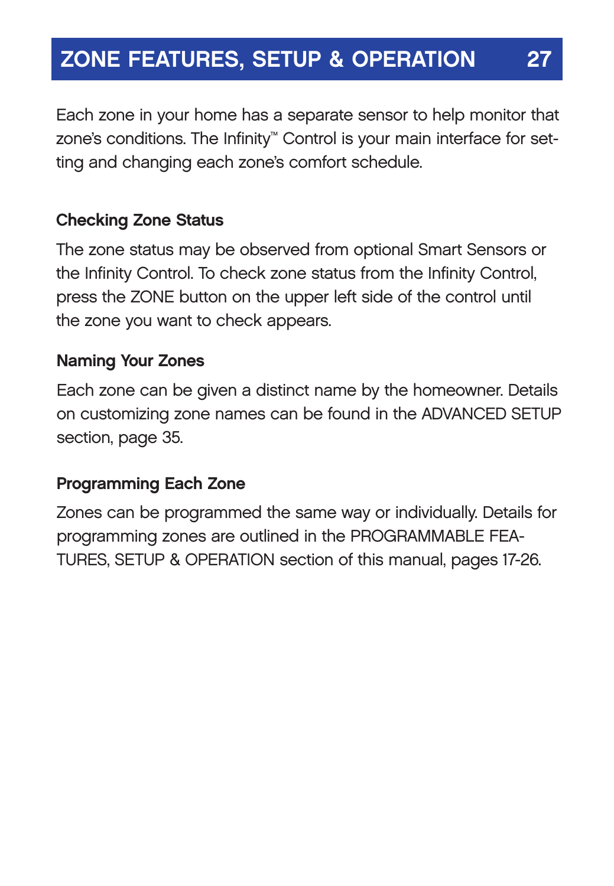# ZONE FEATURES, SETUP & OPERATION

Each zone in your home has a separate sensor to help monitor that zone's conditions. The Infinity™ Control is your main interface for setting and changing each zone's comfort schedule.

### Checking Zone Status

The zone status may be observed from optional Smart Sensors or the Infinity Control. To check zone status from the Infinity Control, press the ZONE button on the upper left side of the control until the zone you want to check appears.

### Naming Your Zones

Each zone can be given a distinct name by the homeowner. Details on customizing zone names can be found in the ADVANCED SETUP section, page 35.

### Programming Each Zone

Zones can be programmed the same way or individually. Details for programming zones are outlined in the PROGRAMMABLE FEATURES, SETUP & OPERATION section of this manual, pages 17-26.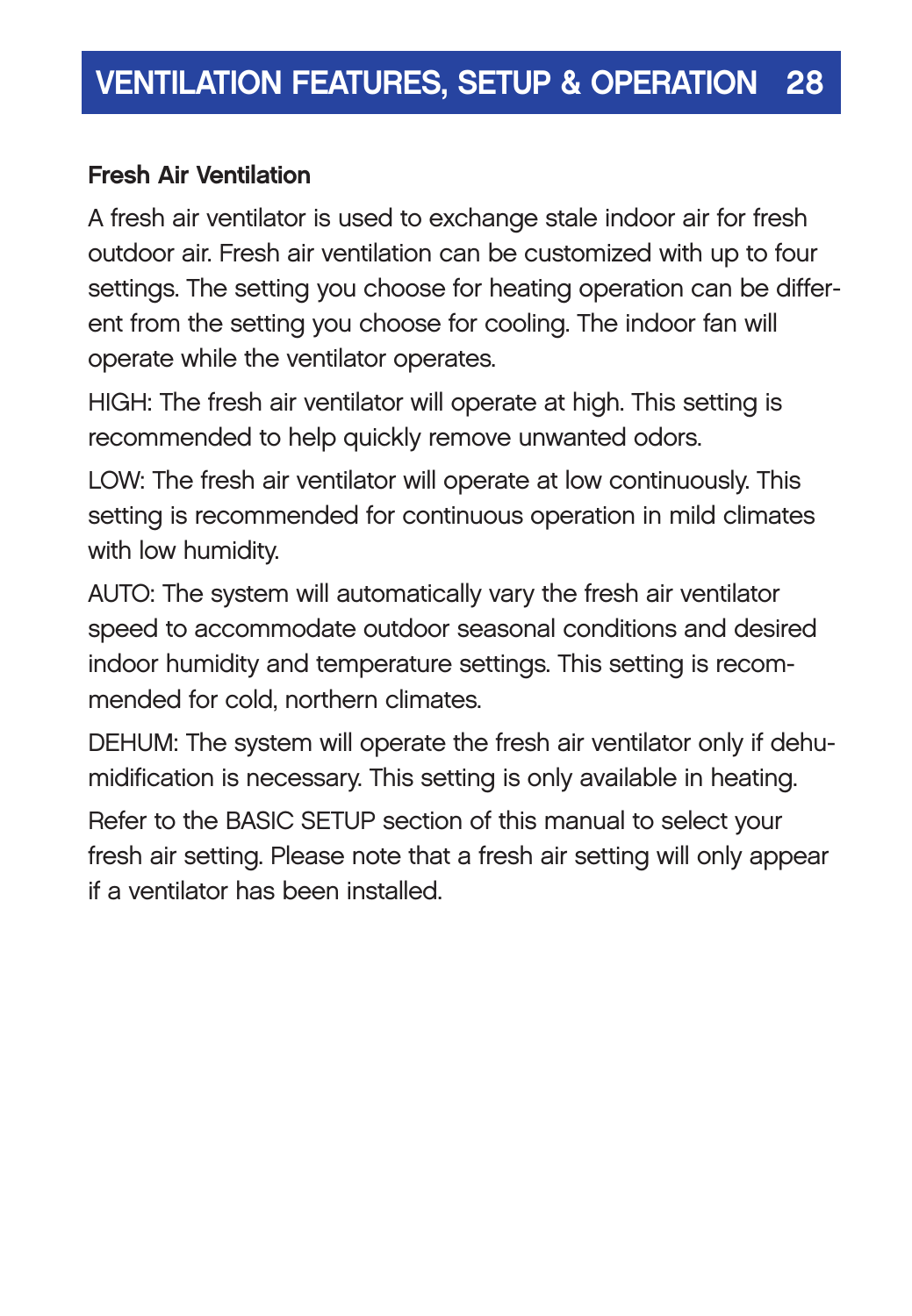## Fresh Air Ventilation

A fresh air ventilator is used to exchange stale indoor air for fresh outdoor air. Fresh air ventilation can be customized with up to four settings. The setting you choose for heating operation can be different from the setting you choose for cooling. The indoor fan will operate while the ventilator operates.

HIGH: The fresh air ventilator will operate at high. This setting is recommended to help quickly remove unwanted odors.

LOW: The fresh air ventilator will operate at low continuously. This setting is recommended for continuous operation in mild climates with low humidity.

AUTO: The system will automatically vary the fresh air ventilator speed to accommodate outdoor seasonal conditions and desired indoor humidity and temperature settings. This setting is recommended for cold, northern climates.

DEHUM: The system will operate the fresh air ventilator only if dehumidification is necessary. This setting is only available in heating.

Refer to the BASIC SETUP section of this manual to select your fresh air setting. Please note that a fresh air setting will only appear if a ventilator has been installed.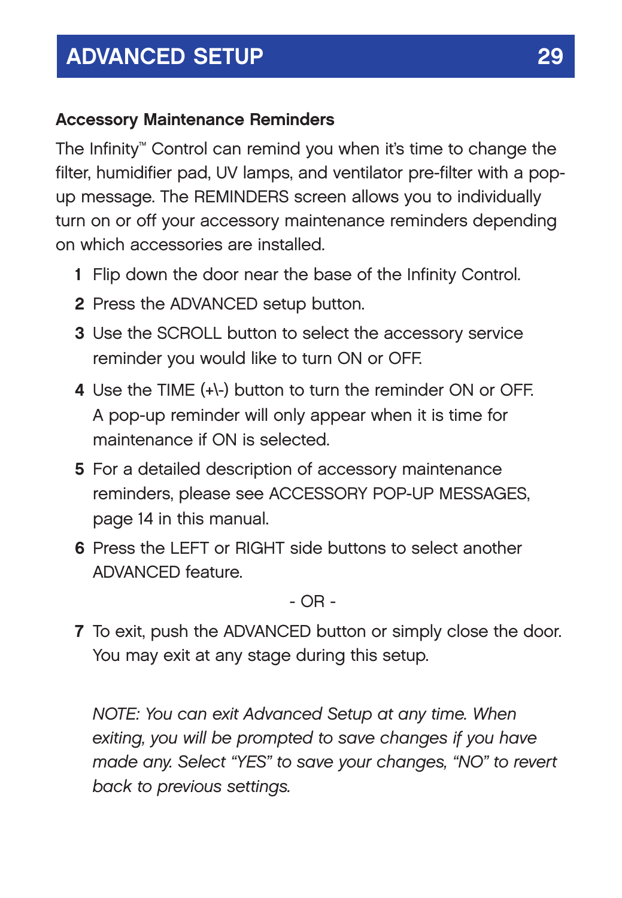## ADVANCED SETUP

### Accessory Maintenance Reminders

The Infinity™ Control can remind you when it's time to change the filter, humidifier pad, UV lamps, and ventilator pre-filter with a pop-up message. The REMINDERS screen allows you to individually turn on or off your accessory maintenance reminders depending on which accessories are installed.

1. Flip down the door near the base of the Infinity Control.
2. Press the ADVANCED setup button.
3. Use the SCROLL button to select the accessory service reminder you would like to turn ON or OFF.
4. Use the TIME (+\-) button to turn the reminder ON or OFF. A pop-up reminder will only appear when it is time for maintenance if ON is selected.
5. For a detailed description of accessory maintenance reminders, please see ACCESSORY POP-UP MESSAGES, page 14 in this manual.
6. Press the LEFT or RIGHT side buttons to select another ADVANCED feature.

   - OR -

7. To exit, push the ADVANCED button or simply close the door. You may exit at any stage during this setup.

*NOTE: You can exit Advanced Setup at any time. When exiting, you will be prompted to save changes if you have made any. Select "YES" to save your changes, "NO" to revert back to previous settings.*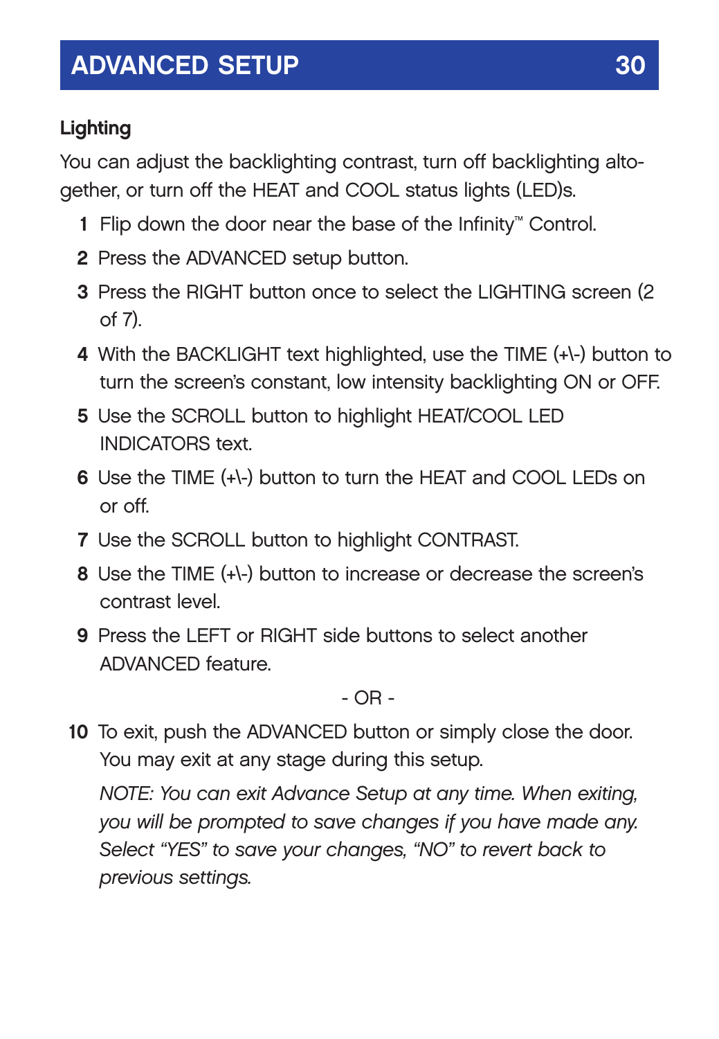## Lighting

You can adjust the backlighting contrast, turn off backlighting altogether, or turn off the HEAT and COOL status lights (LED)s.

1. Flip down the door near the base of the Infinity™ Control.
2. Press the ADVANCED setup button.
3. Press the RIGHT button once to select the LIGHTING screen (2 of 7).
4. With the BACKLIGHT text highlighted, use the TIME (+\-) button to turn the screen's constant, low intensity backlighting ON or OFF.
5. Use the SCROLL button to highlight HEAT/COOL LED INDICATORS text.
6. Use the TIME (+\-) button to turn the HEAT and COOL LEDs on or off.
7. Use the SCROLL button to highlight CONTRAST.
8. Use the TIME (+\-) button to increase or decrease the screen's contrast level.
9. Press the LEFT or RIGHT side buttons to select another ADVANCED feature.

   - OR -

10. To exit, push the ADVANCED button or simply close the door. You may exit at any stage during this setup.

    *NOTE: You can exit Advance Setup at any time. When exiting, you will be prompted to save changes if you have made any. Select "YES" to save your changes, "NO" to revert back to previous settings.*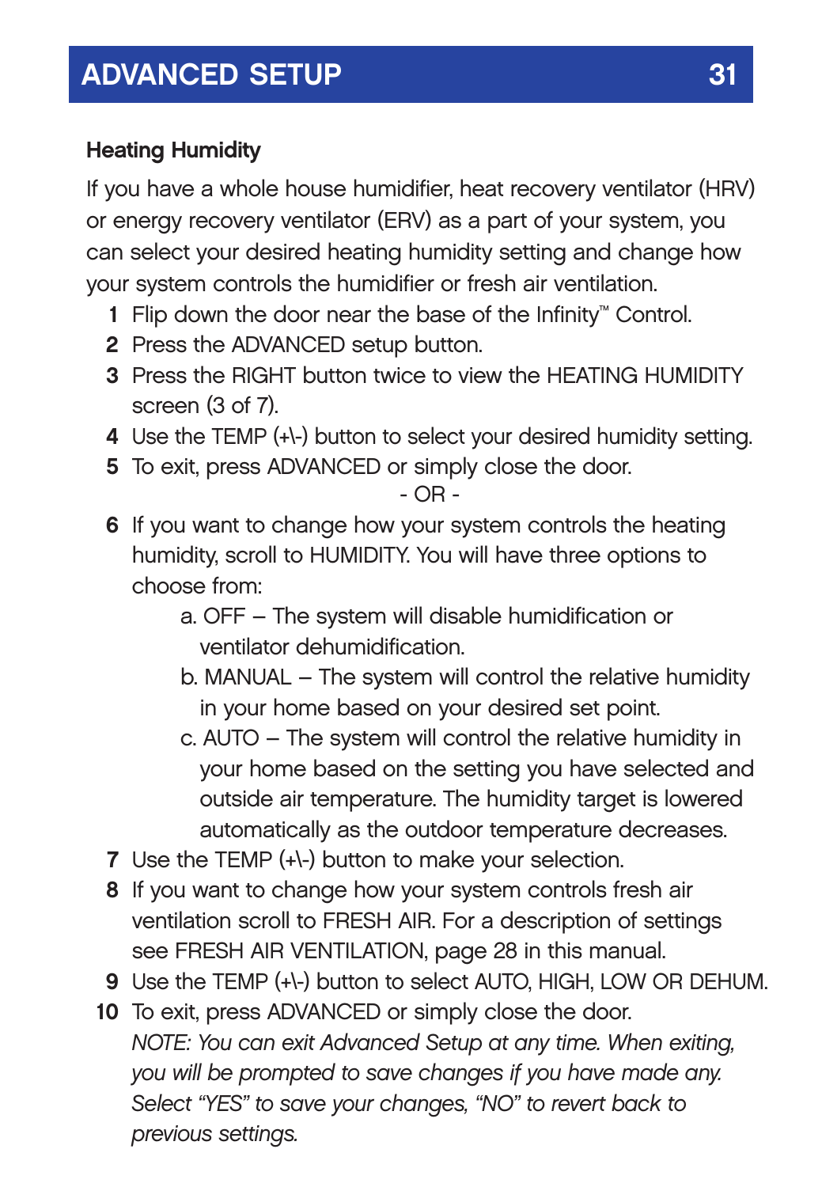### Heating Humidity

If you have a whole house humidifier, heat recovery ventilator (HRV) or energy recovery ventilator (ERV) as a part of your system, you can select your desired heating humidity setting and change how your system controls the humidifier or fresh air ventilation.

1. Flip down the door near the base of the Infinity™ Control.
2. Press the ADVANCED setup button.
3. Press the RIGHT button twice to view the HEATING HUMIDITY screen (3 of 7).
4. Use the TEMP (+\-) button to select your desired humidity setting.
5. To exit, press ADVANCED or simply close the door.

   - OR -

6. If you want to change how your system controls the heating humidity, scroll to HUMIDITY. You will have three options to choose from:
   a. OFF – The system will disable humidification or ventilator dehumidification.
   b. MANUAL – The system will control the relative humidity in your home based on your desired set point.
   c. AUTO – The system will control the relative humidity in your home based on the setting you have selected and outside air temperature. The humidity target is lowered automatically as the outdoor temperature decreases.
7. Use the TEMP (+\-) button to make your selection.
8. If you want to change how your system controls fresh air ventilation scroll to FRESH AIR. For a description of settings see FRESH AIR VENTILATION, page 28 in this manual.
9. Use the TEMP (+\-) button to select AUTO, HIGH, LOW OR DEHUM.
10. To exit, press ADVANCED or simply close the door.

    *NOTE: You can exit Advanced Setup at any time. When exiting, you will be prompted to save changes if you have made any. Select "YES" to save your changes, "NO" to revert back to previous settings.*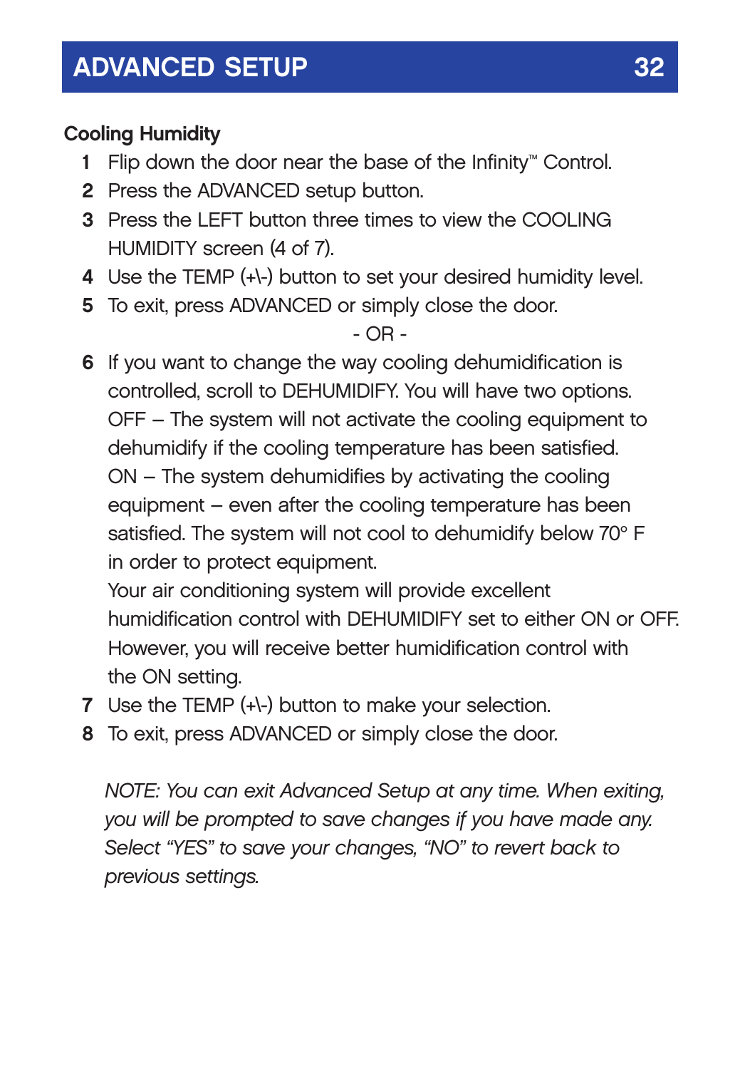## ADVANCED SETUP

### Cooling Humidity

1. Flip down the door near the base of the Infinity™ Control.
2. Press the ADVANCED setup button.
3. Press the LEFT button three times to view the COOLING HUMIDITY screen (4 of 7).
4. Use the TEMP (+\-) button to set your desired humidity level.
5. To exit, press ADVANCED or simply close the door.

- OR -

6. If you want to change the way cooling dehumidification is controlled, scroll to DEHUMIDIFY. You will have two options.
   OFF – The system will not activate the cooling equipment to dehumidify if the cooling temperature has been satisfied.
   ON – The system dehumidifies by activating the cooling equipment – even after the cooling temperature has been satisfied. The system will not cool to dehumidify below 70° F in order to protect equipment.
   Your air conditioning system will provide excellent humidification control with DEHUMIDIFY set to either ON or OFF. However, you will receive better humidification control with the ON setting.
7. Use the TEMP (+\-) button to make your selection.
8. To exit, press ADVANCED or simply close the door.

*NOTE: You can exit Advanced Setup at any time. When exiting, you will be prompted to save changes if you have made any. Select "YES" to save your changes, "NO" to revert back to previous settings.*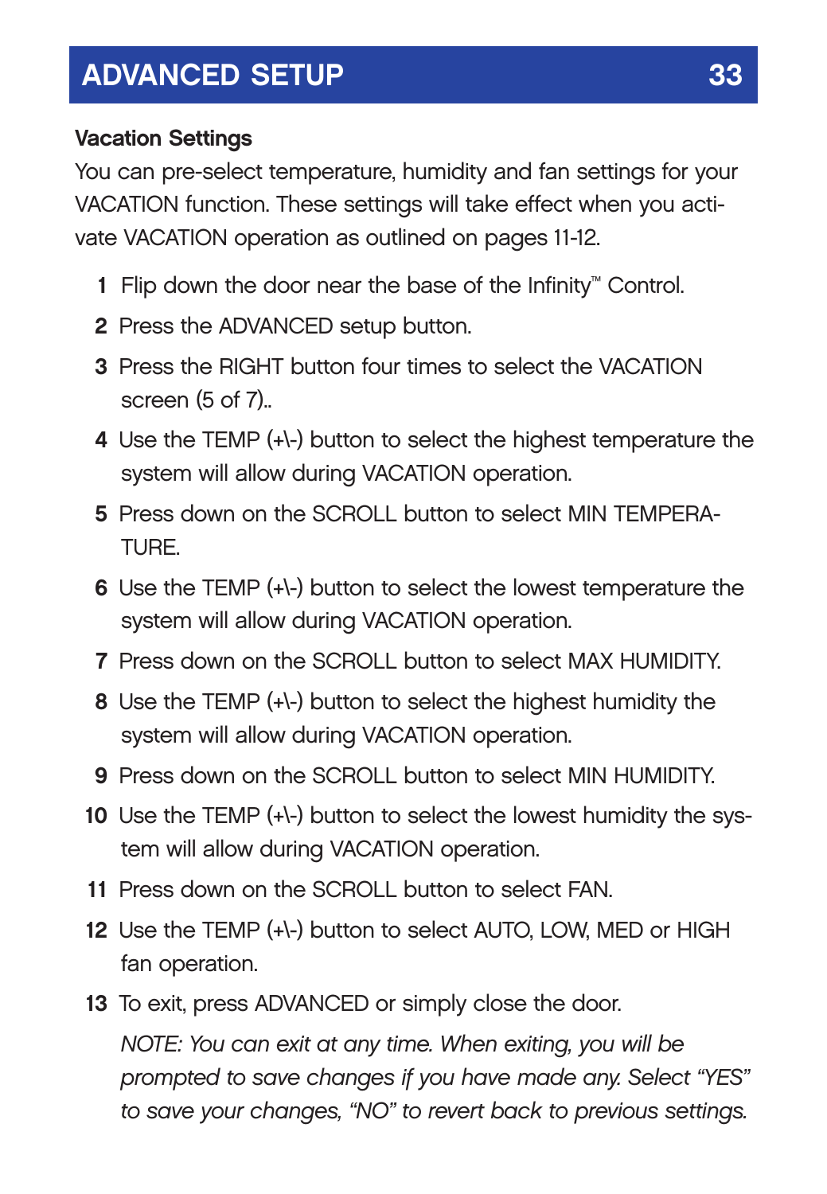## ADVANCED SETUP

**Vacation Settings**

You can pre-select temperature, humidity and fan settings for your VACATION function. These settings will take effect when you activate VACATION operation as outlined on pages 11-12.

1. Flip down the door near the base of the Infinity™ Control.
2. Press the ADVANCED setup button.
3. Press the RIGHT button four times to select the VACATION screen (5 of 7)..
4. Use the TEMP (+\-) button to select the highest temperature the system will allow during VACATION operation.
5. Press down on the SCROLL button to select MIN TEMPERATURE.
6. Use the TEMP (+\-) button to select the lowest temperature the system will allow during VACATION operation.
7. Press down on the SCROLL button to select MAX HUMIDITY.
8. Use the TEMP (+\-) button to select the highest humidity the system will allow during VACATION operation.
9. Press down on the SCROLL button to select MIN HUMIDITY.
10. Use the TEMP (+\-) button to select the lowest humidity the system will allow during VACATION operation.
11. Press down on the SCROLL button to select FAN.
12. Use the TEMP (+\-) button to select AUTO, LOW, MED or HIGH fan operation.
13. To exit, press ADVANCED or simply close the door.

    *NOTE: You can exit at any time. When exiting, you will be prompted to save changes if you have made any. Select "YES" to save your changes, "NO" to revert back to previous settings.*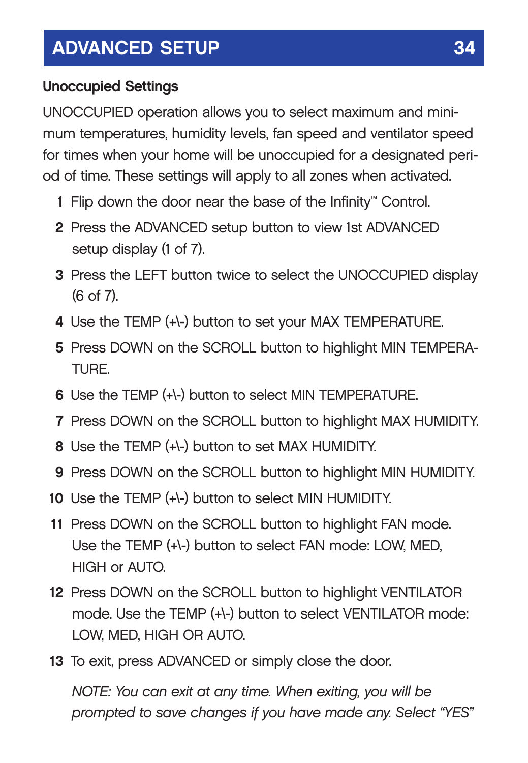## ADVANCED SETUP

### Unoccupied Settings

UNOCCUPIED operation allows you to select maximum and minimum temperatures, humidity levels, fan speed and ventilator speed for times when your home will be unoccupied for a designated period of time. These settings will apply to all zones when activated.

1. Flip down the door near the base of the Infinity™ Control.
2. Press the ADVANCED setup button to view 1st ADVANCED setup display (1 of 7).
3. Press the LEFT button twice to select the UNOCCUPIED display (6 of 7).
4. Use the TEMP (+\-) button to set your MAX TEMPERATURE.
5. Press DOWN on the SCROLL button to highlight MIN TEMPERATURE.
6. Use the TEMP (+\-) button to select MIN TEMPERATURE.
7. Press DOWN on the SCROLL button to highlight MAX HUMIDITY.
8. Use the TEMP (+\-) button to set MAX HUMIDITY.
9. Press DOWN on the SCROLL button to highlight MIN HUMIDITY.
10. Use the TEMP (+\-) button to select MIN HUMIDITY.
11. Press DOWN on the SCROLL button to highlight FAN mode. Use the TEMP (+\-) button to select FAN mode: LOW, MED, HIGH or AUTO.
12. Press DOWN on the SCROLL button to highlight VENTILATOR mode. Use the TEMP (+\-) button to select VENTILATOR mode: LOW, MED, HIGH OR AUTO.
13. To exit, press ADVANCED or simply close the door.

    *NOTE: You can exit at any time. When exiting, you will be prompted to save changes if you have made any. Select "YES"*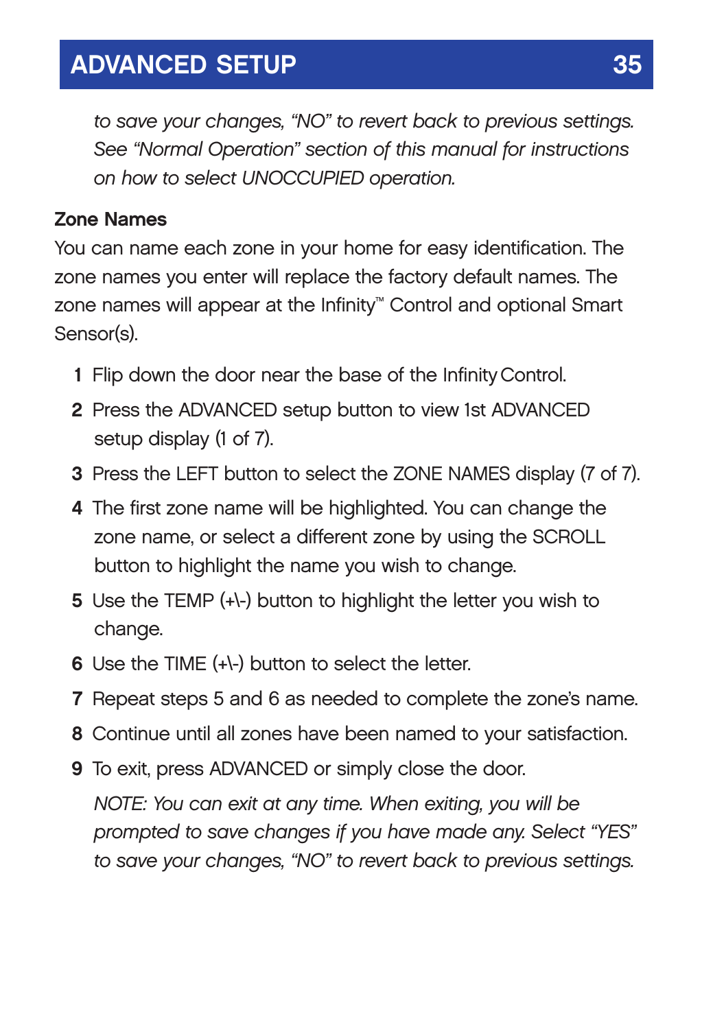*to save your changes, "NO" to revert back to previous settings. See "Normal Operation" section of this manual for instructions on how to select UNOCCUPIED operation.*

**Zone Names**

You can name each zone in your home for easy identification. The zone names you enter will replace the factory default names. The zone names will appear at the Infinity™ Control and optional Smart Sensor(s).

1. Flip down the door near the base of the Infinity Control.
2. Press the ADVANCED setup button to view 1st ADVANCED setup display (1 of 7).
3. Press the LEFT button to select the ZONE NAMES display (7 of 7).
4. The first zone name will be highlighted. You can change the zone name, or select a different zone by using the SCROLL button to highlight the name you wish to change.
5. Use the TEMP (+\-) button to highlight the letter you wish to change.
6. Use the TIME (+\-) button to select the letter.
7. Repeat steps 5 and 6 as needed to complete the zone's name.
8. Continue until all zones have been named to your satisfaction.
9. To exit, press ADVANCED or simply close the door.

   *NOTE: You can exit at any time. When exiting, you will be prompted to save changes if you have made any. Select "YES" to save your changes, "NO" to revert back to previous settings.*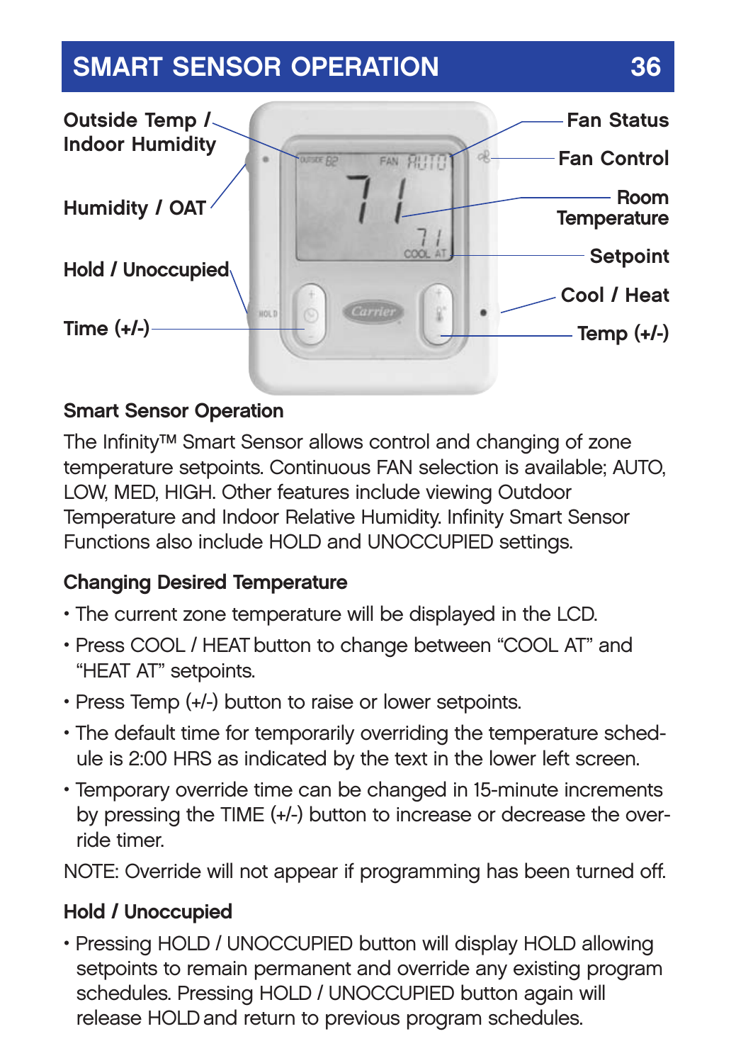## SMART SENSOR OPERATION

Outside Temp / Indoor Humidity

Humidity / OAT

Hold / Unoccupied

Time (+/-)

Fan Status

Fan Control

Room Temperature

Setpoint

Cool / Heat

Temp (+/-)

### Smart Sensor Operation

The Infinity™ Smart Sensor allows control and changing of zone temperature setpoints. Continuous FAN selection is available; AUTO, LOW, MED, HIGH. Other features include viewing Outdoor Temperature and Indoor Relative Humidity. Infinity Smart Sensor Functions also include HOLD and UNOCCUPIED settings.

### Changing Desired Temperature

- The current zone temperature will be displayed in the LCD.
- Press COOL / HEAT button to change between "COOL AT" and "HEAT AT" setpoints.
- Press Temp (+/-) button to raise or lower setpoints.
- The default time for temporarily overriding the temperature schedule is 2:00 HRS as indicated by the text in the lower left screen.
- Temporary override time can be changed in 15-minute increments by pressing the TIME (+/-) button to increase or decrease the override timer.

NOTE: Override will not appear if programming has been turned off.

### Hold / Unoccupied

- Pressing HOLD / UNOCCUPIED button will display HOLD allowing setpoints to remain permanent and override any existing program schedules. Pressing HOLD / UNOCCUPIED button again will release HOLD and return to previous program schedules.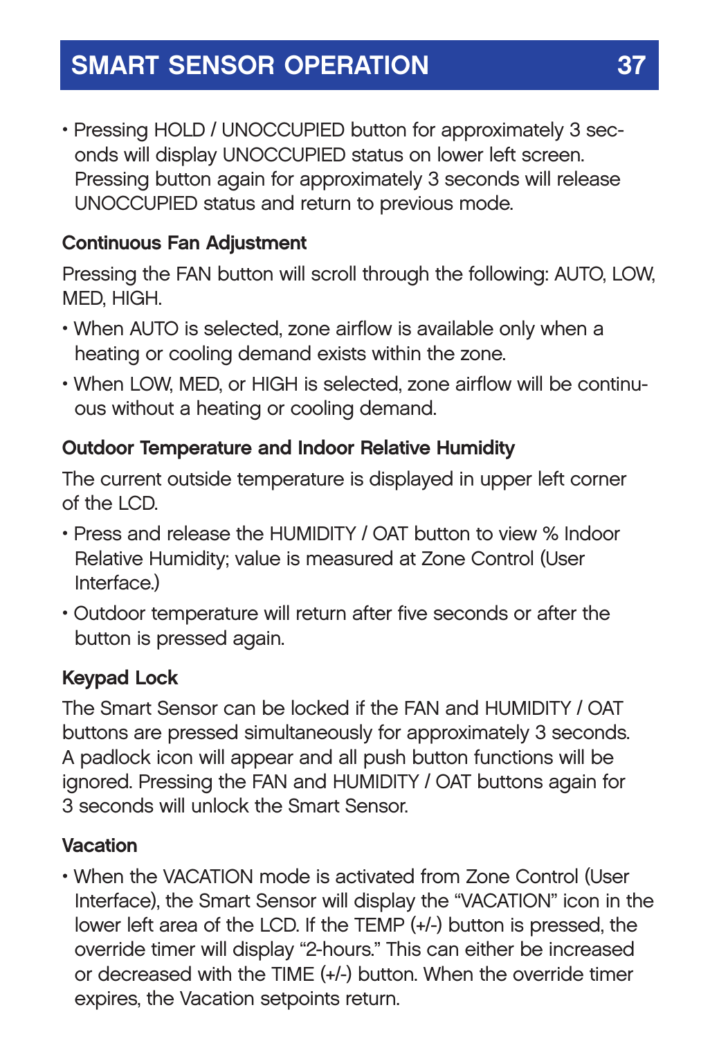- Pressing HOLD / UNOCCUPIED button for approximately 3 seconds will display UNOCCUPIED status on lower left screen. Pressing button again for approximately 3 seconds will release UNOCCUPIED status and return to previous mode.

### Continuous Fan Adjustment

Pressing the FAN button will scroll through the following: AUTO, LOW, MED, HIGH.

- When AUTO is selected, zone airflow is available only when a heating or cooling demand exists within the zone.
- When LOW, MED, or HIGH is selected, zone airflow will be continuous without a heating or cooling demand.

### Outdoor Temperature and Indoor Relative Humidity

The current outside temperature is displayed in upper left corner of the LCD.

- Press and release the HUMIDITY / OAT button to view % Indoor Relative Humidity; value is measured at Zone Control (User Interface.)
- Outdoor temperature will return after five seconds or after the button is pressed again.

### Keypad Lock

The Smart Sensor can be locked if the FAN and HUMIDITY / OAT buttons are pressed simultaneously for approximately 3 seconds. A padlock icon will appear and all push button functions will be ignored. Pressing the FAN and HUMIDITY / OAT buttons again for 3 seconds will unlock the Smart Sensor.

### Vacation

- When the VACATION mode is activated from Zone Control (User Interface), the Smart Sensor will display the “VACATION” icon in the lower left area of the LCD. If the TEMP (+/-) button is pressed, the override timer will display “2-hours.” This can either be increased or decreased with the TIME (+/-) button. When the override timer expires, the Vacation setpoints return.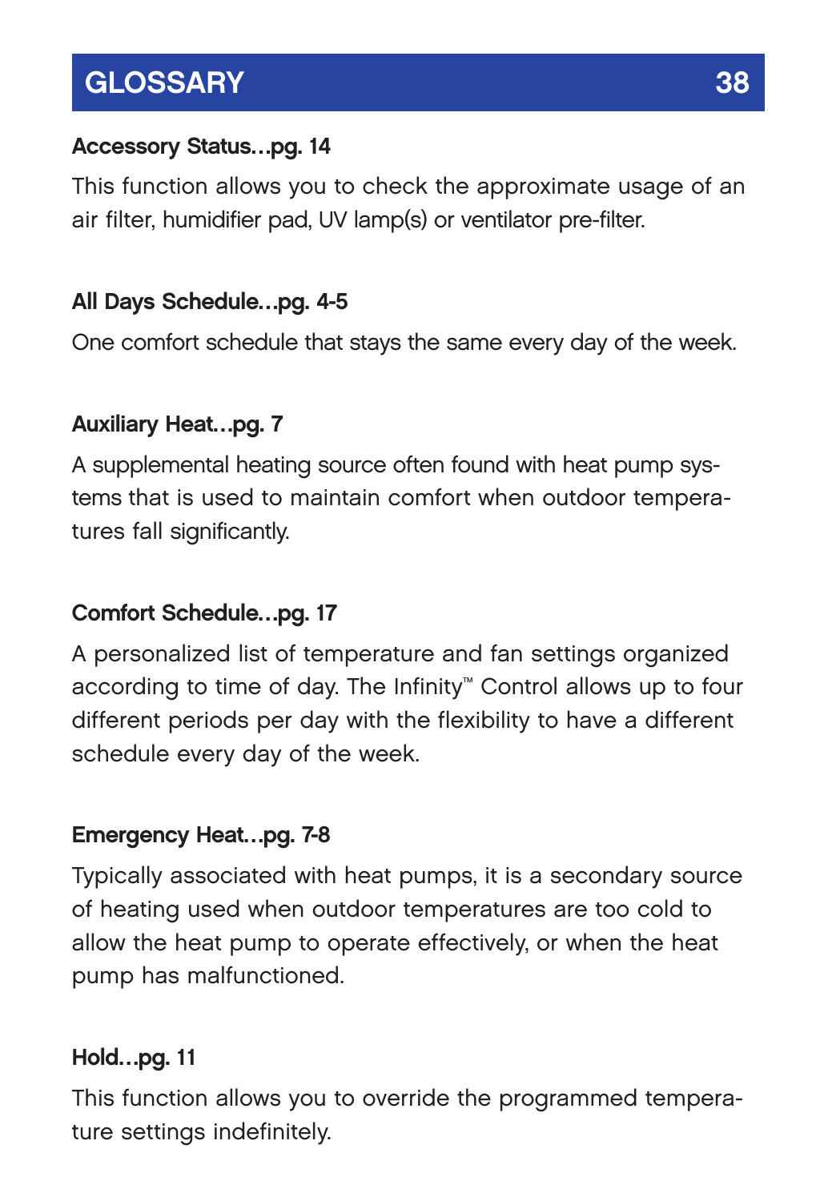# GLOSSARY

**Accessory Status...pg. 14**

This function allows you to check the approximate usage of an air filter, humidifier pad, UV lamp(s) or ventilator pre-filter.

**All Days Schedule...pg. 4-5**

One comfort schedule that stays the same every day of the week.

**Auxiliary Heat...pg. 7**

A supplemental heating source often found with heat pump systems that is used to maintain comfort when outdoor temperatures fall significantly.

**Comfort Schedule...pg. 17**

A personalized list of temperature and fan settings organized according to time of day. The Infinity™ Control allows up to four different periods per day with the flexibility to have a different schedule every day of the week.

**Emergency Heat...pg. 7-8**

Typically associated with heat pumps, it is a secondary source of heating used when outdoor temperatures are too cold to allow the heat pump to operate effectively, or when the heat pump has malfunctioned.

**Hold...pg. 11**

This function allows you to override the programmed temperature settings indefinitely.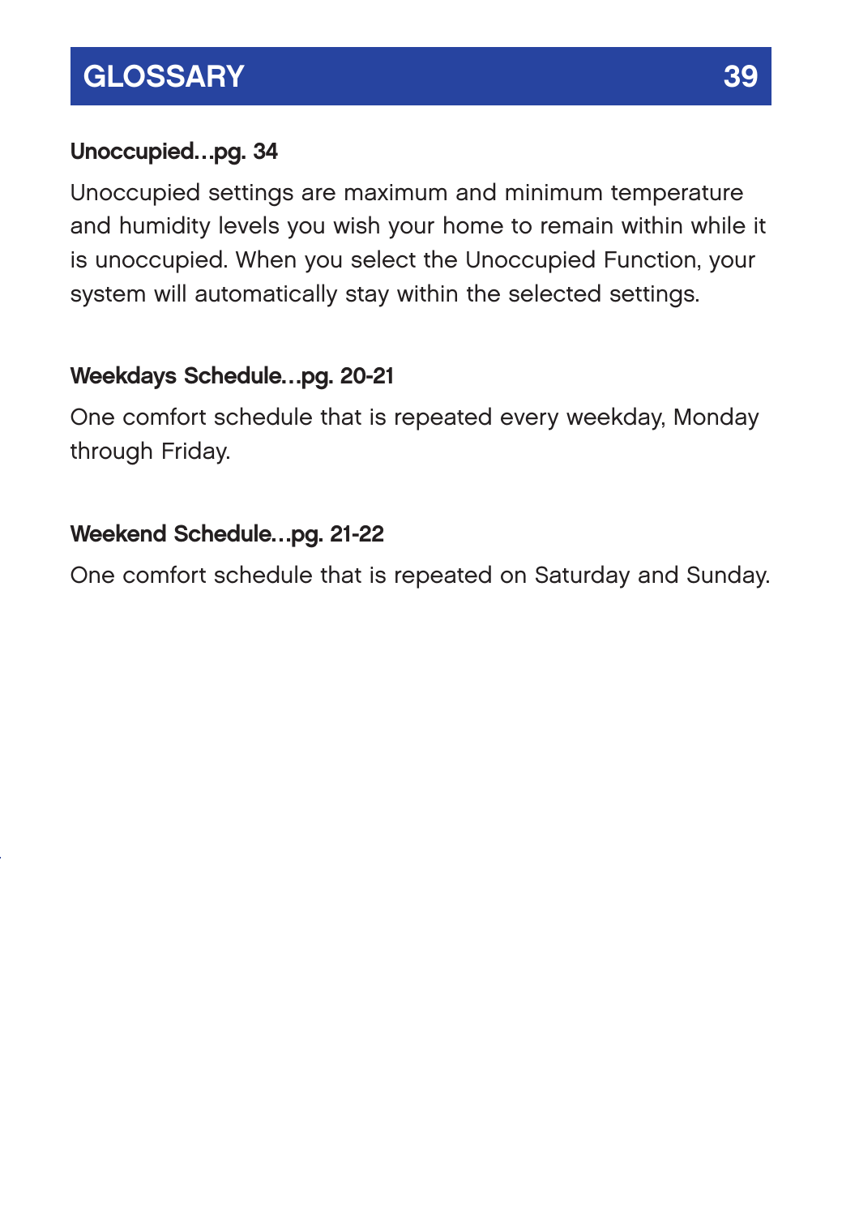## GLOSSARY

**Unoccupied...pg. 34**

Unoccupied settings are maximum and minimum temperature and humidity levels you wish your home to remain within while it is unoccupied. When you select the Unoccupied Function, your system will automatically stay within the selected settings.

**Weekdays Schedule...pg. 20-21**

One comfort schedule that is repeated every weekday, Monday through Friday.

**Weekend Schedule...pg. 21-22**

One comfort schedule that is repeated on Saturday and Sunday.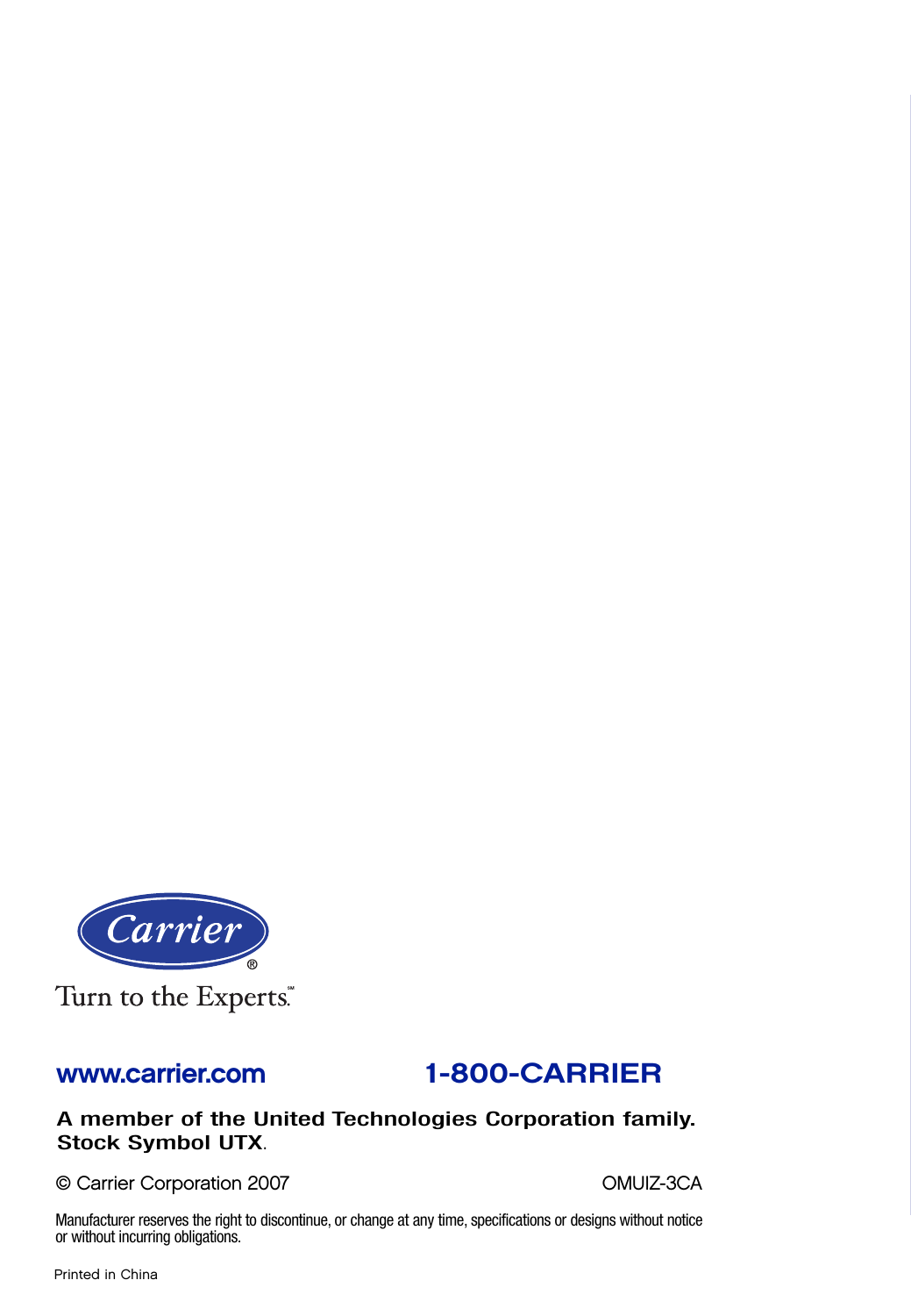Carrier®

Turn to the Experts.℠

**www.carrier.com** **1-800-CARRIER**

**A member of the United Technologies Corporation family.**
**Stock Symbol UTX**.

© Carrier Corporation 2007 OMUIZ-3CA

Manufacturer reserves the right to discontinue, or change at any time, specifications or designs without notice or without incurring obligations.

Printed in China